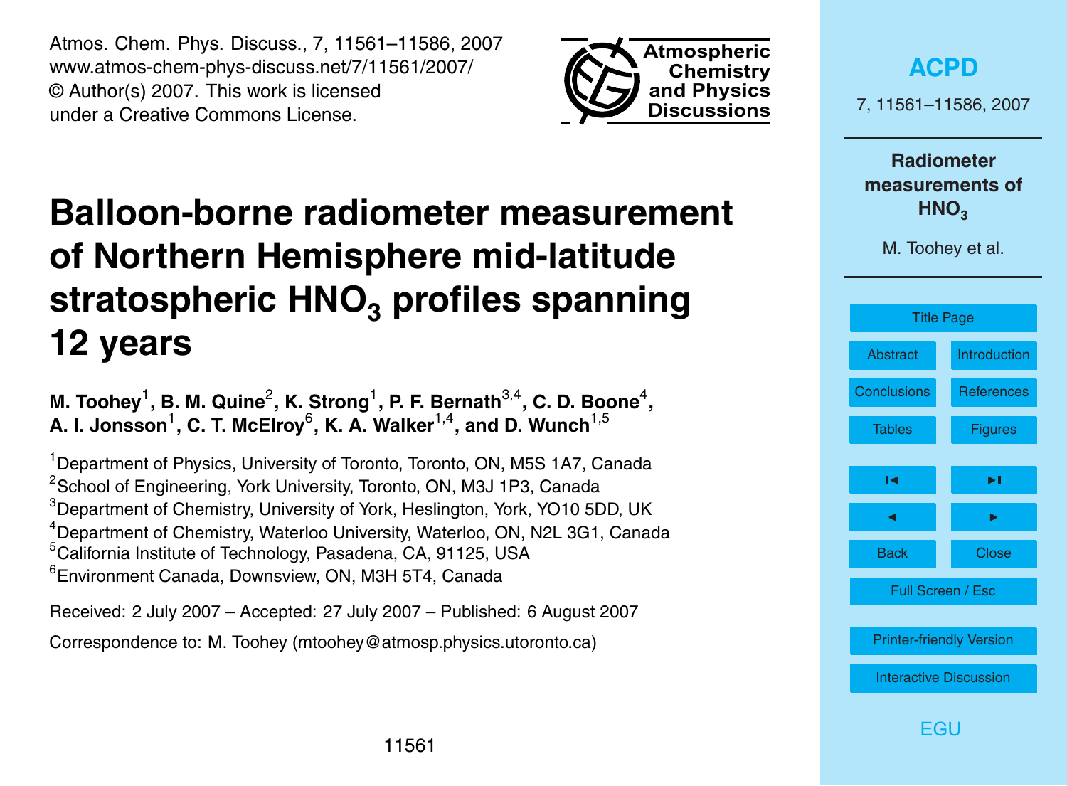Atmos. Chem. Phys. Discuss., 7, 11561–11586, 2007
www.atmos-chem-phys-discuss.net/7/11561/2007/
© Author(s) 2007. This work is licensed
under a Creative Commons License.

# Balloon-borne radiometer measurement of Northern Hemisphere mid-latitude stratospheric $HNO_3$ profiles spanning 12 years

**M. Toohey[1], B. M. Quine[2], K. Strong[1], P. F. Bernath[3,4], C. D. Boone[4], A. I. Jonsson[1], C. T. McElroy[6], K. A. Walker[1,4], and D. Wunch[1,5]**

[1]Department of Physics, University of Toronto, Toronto, ON, M5S 1A7, Canada
[2]School of Engineering, York University, Toronto, ON, M3J 1P3, Canada
[3]Department of Chemistry, University of York, Heslington, York, YO10 5DD, UK
[4]Department of Chemistry, Waterloo University, Waterloo, ON, N2L 3G1, Canada
[5]California Institute of Technology, Pasadena, CA, 91125, USA
[6]Environment Canada, Downsview, ON, M3H 5T4, Canada

Received: 2 July 2007 – Accepted: 27 July 2007 – Published: 6 August 2007

Correspondence to: M. Toohey (mtoohey@atmosp.physics.utoronto.ca)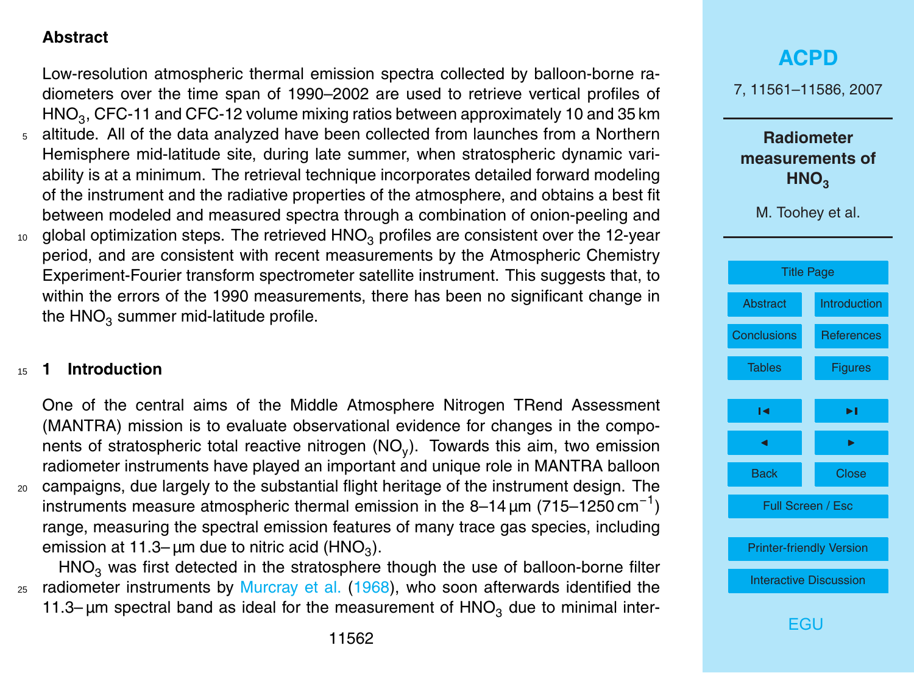## Abstract

Low-resolution atmospheric thermal emission spectra collected by balloon-borne radiometers over the time span of 1990–2002 are used to retrieve vertical profiles of $HNO_3$, CFC-11 and CFC-12 volume mixing ratios between approximately 10 and 35 km altitude. All of the data analyzed have been collected from launches from a Northern Hemisphere mid-latitude site, during late summer, when stratospheric dynamic variability is at a minimum. The retrieval technique incorporates detailed forward modeling of the instrument and the radiative properties of the atmosphere, and obtains a best fit between modeled and measured spectra through a combination of onion-peeling and global optimization steps. The retrieved $HNO_3$ profiles are consistent over the 12-year period, and are consistent with recent measurements by the Atmospheric Chemistry Experiment-Fourier transform spectrometer satellite instrument. This suggests that, to within the errors of the 1990 measurements, there has been no significant change in the $HNO_3$ summer mid-latitude profile.

## 1 Introduction

One of the central aims of the Middle Atmosphere Nitrogen TRend Assessment (MANTRA) mission is to evaluate observational evidence for changes in the components of stratospheric total reactive nitrogen ($NO_y$). Towards this aim, two emission radiometer instruments have played an important and unique role in MANTRA balloon campaigns, due largely to the substantial flight heritage of the instrument design. The instruments measure atmospheric thermal emission in the 8–14 µm (715–1250 $cm^{-1}$) range, measuring the spectral emission features of many trace gas species, including emission at 11.3– µm due to nitric acid ($HNO_3$).

$HNO_3$ was first detected in the stratosphere though the use of balloon-borne filter radiometer instruments by Murcray et al. (1968), who soon afterwards identified the 11.3– µm spectral band as ideal for the measurement of $HNO_3$ due to minimal inter-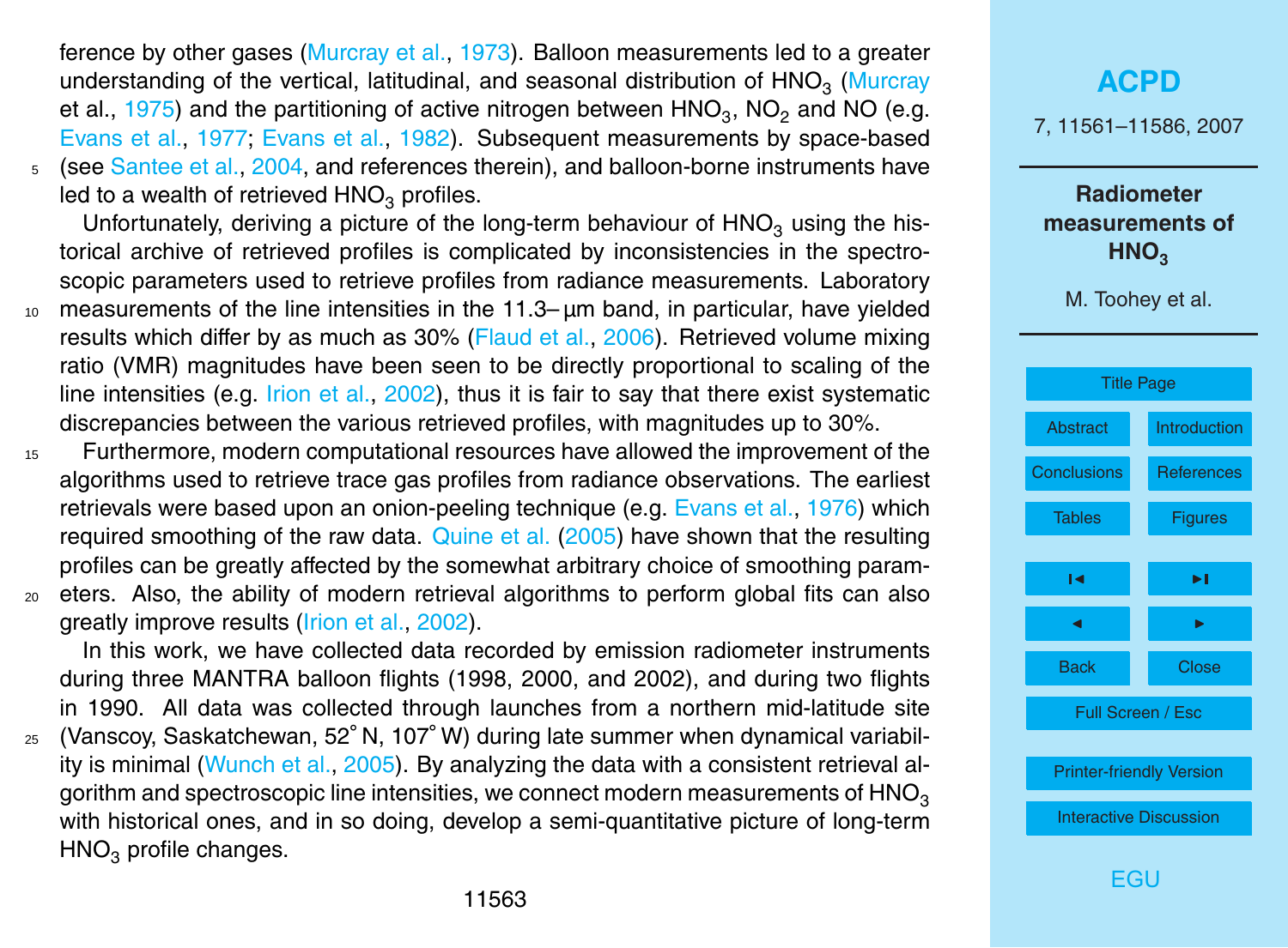ference by other gases (Murcray et al., 1973). Balloon measurements led to a greater understanding of the vertical, latitudinal, and seasonal distribution of $HNO_3$ (Murcray et al., 1975) and the partitioning of active nitrogen between $HNO_3$, $NO_2$ and NO (e.g. Evans et al., 1977; Evans et al., 1982). Subsequent measurements by space-based (see Santee et al., 2004, and references therein), and balloon-borne instruments have led to a wealth of retrieved $HNO_3$ profiles.

Unfortunately, deriving a picture of the long-term behaviour of $HNO_3$ using the historical archive of retrieved profiles is complicated by inconsistencies in the spectroscopic parameters used to retrieve profiles from radiance measurements. Laboratory measurements of the line intensities in the 11.3–µm band, in particular, have yielded results which differ by as much as 30% (Flaud et al., 2006). Retrieved volume mixing ratio (VMR) magnitudes have been seen to be directly proportional to scaling of the line intensities (e.g. Irion et al., 2002), thus it is fair to say that there exist systematic discrepancies between the various retrieved profiles, with magnitudes up to 30%.

Furthermore, modern computational resources have allowed the improvement of the algorithms used to retrieve trace gas profiles from radiance observations. The earliest retrievals were based upon an onion-peeling technique (e.g. Evans et al., 1976) which required smoothing of the raw data. Quine et al. (2005) have shown that the resulting profiles can be greatly affected by the somewhat arbitrary choice of smoothing parameters. Also, the ability of modern retrieval algorithms to perform global fits can also greatly improve results (Irion et al., 2002).

In this work, we have collected data recorded by emission radiometer instruments during three MANTRA balloon flights (1998, 2000, and 2002), and during two flights in 1990. All data was collected through launches from a northern mid-latitude site (Vanscoy, Saskatchewan, 52° N, 107° W) during late summer when dynamical variability is minimal (Wunch et al., 2005). By analyzing the data with a consistent retrieval algorithm and spectroscopic line intensities, we connect modern measurements of $HNO_3$ with historical ones, and in so doing, develop a semi-quantitative picture of long-term $HNO_3$ profile changes.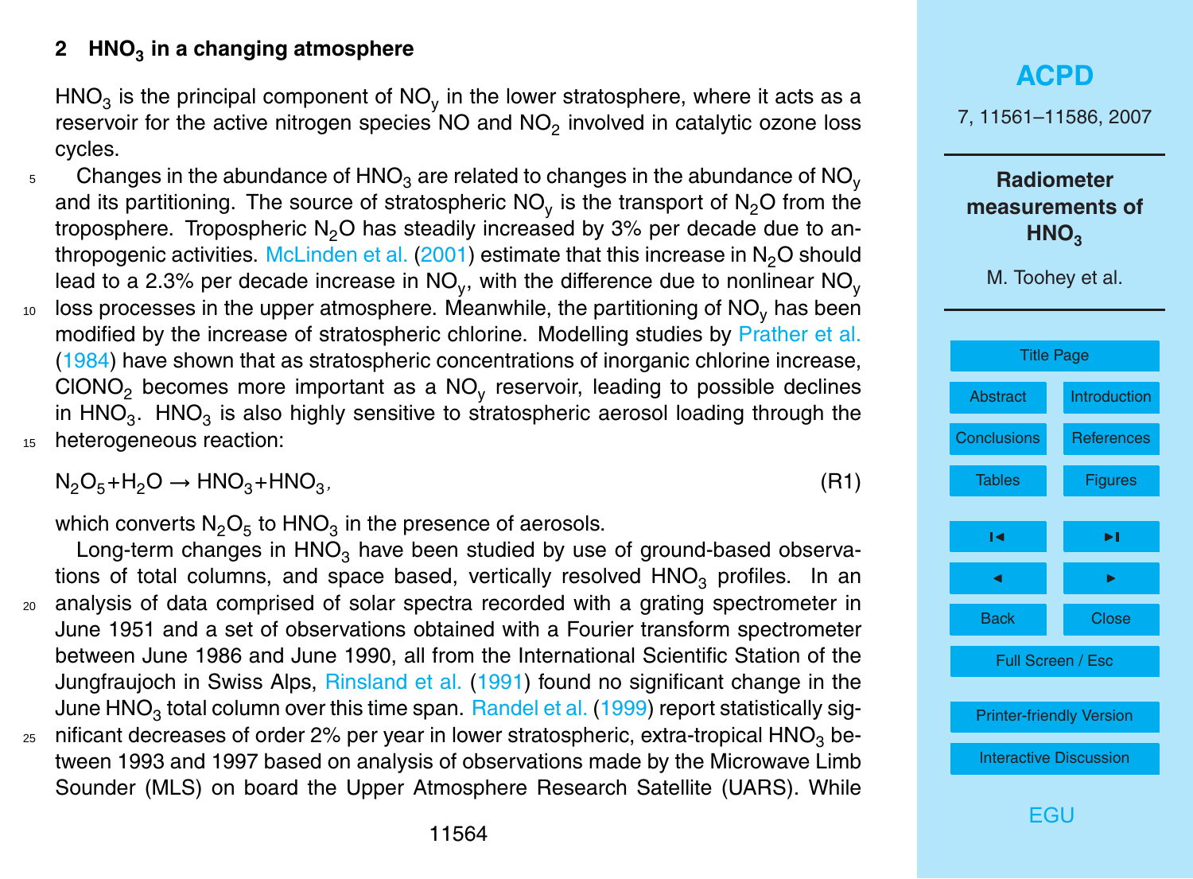## 2 $HNO_3$ in a changing atmosphere

$HNO_3$ is the principal component of $NO_y$ in the lower stratosphere, where it acts as a reservoir for the active nitrogen species NO and $NO_2$ involved in catalytic ozone loss cycles.

Changes in the abundance of $HNO_3$ are related to changes in the abundance of $NO_y$ and its partitioning. The source of stratospheric $NO_y$ is the transport of $N_2O$ from the troposphere. Tropospheric $N_2O$ has steadily increased by 3% per decade due to anthropogenic activities. McLinden et al. (2001) estimate that this increase in $N_2O$ should lead to a 2.3% per decade increase in $NO_y$, with the difference due to nonlinear $NO_y$ loss processes in the upper atmosphere. Meanwhile, the partitioning of $NO_y$ has been modified by the increase of stratospheric chlorine. Modelling studies by Prather et al. (1984) have shown that as stratospheric concentrations of inorganic chlorine increase, $ClONO_2$ becomes more important as a $NO_y$ reservoir, leading to possible declines in $HNO_3$. $HNO_3$ is also highly sensitive to stratospheric aerosol loading through the heterogeneous reaction:

$$N_2O_5 + H_2O \rightarrow HNO_3 + HNO_3, \tag{R1}$$

which converts $N_2O_5$ to $HNO_3$ in the presence of aerosols.

Long-term changes in $HNO_3$ have been studied by use of ground-based observations of total columns, and space based, vertically resolved $HNO_3$ profiles. In an analysis of data comprised of solar spectra recorded with a grating spectrometer in June 1951 and a set of observations obtained with a Fourier transform spectrometer between June 1986 and June 1990, all from the International Scientific Station of the Jungfraujoch in Swiss Alps, Rinsland et al. (1991) found no significant change in the June $HNO_3$ total column over this time span. Randel et al. (1999) report statistically significant decreases of order 2% per year in lower stratospheric, extra-tropical $HNO_3$ between 1993 and 1997 based on analysis of observations made by the Microwave Limb Sounder (MLS) on board the Upper Atmosphere Research Satellite (UARS). While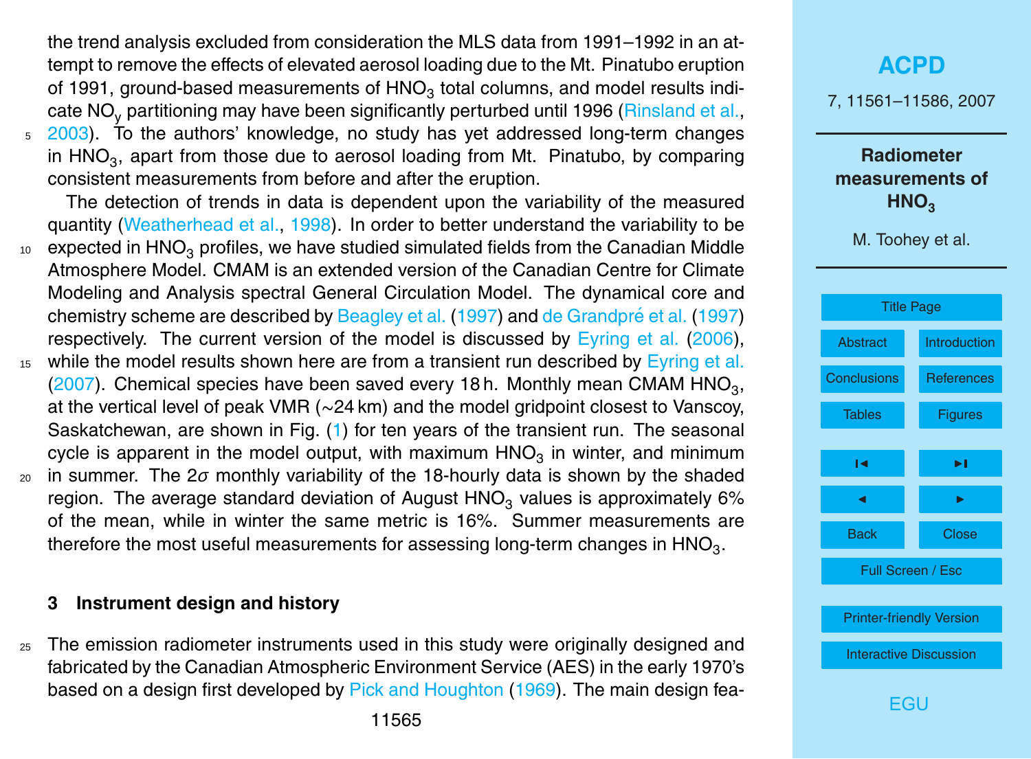the trend analysis excluded from consideration the MLS data from 1991–1992 in an attempt to remove the effects of elevated aerosol loading due to the Mt. Pinatubo eruption of 1991, ground-based measurements of $HNO_3$ total columns, and model results indicate $NO_y$ partitioning may have been significantly perturbed until 1996 (Rinsland et al., 2003). To the authors' knowledge, no study has yet addressed long-term changes in $HNO_3$, apart from those due to aerosol loading from Mt. Pinatubo, by comparing consistent measurements from before and after the eruption.

The detection of trends in data is dependent upon the variability of the measured quantity (Weatherhead et al., 1998). In order to better understand the variability to be expected in $HNO_3$ profiles, we have studied simulated fields from the Canadian Middle Atmosphere Model. CMAM is an extended version of the Canadian Centre for Climate Modeling and Analysis spectral General Circulation Model. The dynamical core and chemistry scheme are described by Beagley et al. (1997) and de Grandpré et al. (1997) respectively. The current version of the model is discussed by Eyring et al. (2006), while the model results shown here are from a transient run described by Eyring et al. (2007). Chemical species have been saved every 18 h. Monthly mean CMAM $HNO_3$, at the vertical level of peak VMR (~24 km) and the model gridpoint closest to Vanscoy, Saskatchewan, are shown in Fig. (1) for ten years of the transient run. The seasonal cycle is apparent in the model output, with maximum $HNO_3$ in winter, and minimum in summer. The $2\sigma$ monthly variability of the 18-hourly data is shown by the shaded region. The average standard deviation of August $HNO_3$ values is approximately 6% of the mean, while in winter the same metric is 16%. Summer measurements are therefore the most useful measurements for assessing long-term changes in $HNO_3$.

## 3 Instrument design and history

The emission radiometer instruments used in this study were originally designed and fabricated by the Canadian Atmospheric Environment Service (AES) in the early 1970's based on a design first developed by Pick and Houghton (1969). The main design fea-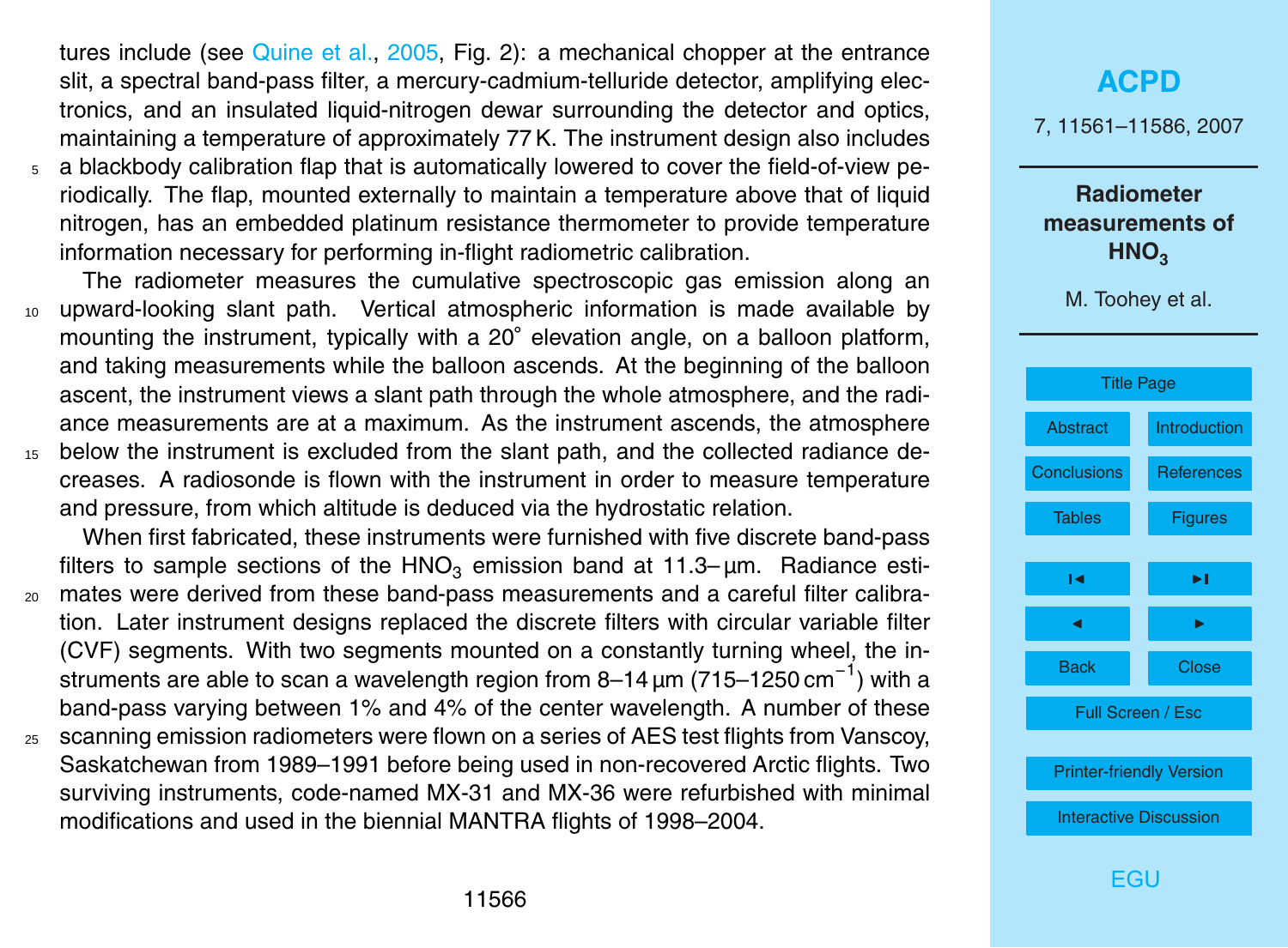tures include (see Quine et al., 2005, Fig. 2): a mechanical chopper at the entrance slit, a spectral band-pass filter, a mercury-cadmium-telluride detector, amplifying electronics, and an insulated liquid-nitrogen dewar surrounding the detector and optics, maintaining a temperature of approximately 77 K. The instrument design also includes a blackbody calibration flap that is automatically lowered to cover the field-of-view periodically. The flap, mounted externally to maintain a temperature above that of liquid nitrogen, has an embedded platinum resistance thermometer to provide temperature information necessary for performing in-flight radiometric calibration.

The radiometer measures the cumulative spectroscopic gas emission along an upward-looking slant path. Vertical atmospheric information is made available by mounting the instrument, typically with a 20° elevation angle, on a balloon platform, and taking measurements while the balloon ascends. At the beginning of the balloon ascent, the instrument views a slant path through the whole atmosphere, and the radiance measurements are at a maximum. As the instrument ascends, the atmosphere below the instrument is excluded from the slant path, and the collected radiance decreases. A radiosonde is flown with the instrument in order to measure temperature and pressure, from which altitude is deduced via the hydrostatic relation.

When first fabricated, these instruments were furnished with five discrete band-pass filters to sample sections of the $HNO_3$ emission band at 11.3– µm. Radiance estimates were derived from these band-pass measurements and a careful filter calibration. Later instrument designs replaced the discrete filters with circular variable filter (CVF) segments. With two segments mounted on a constantly turning wheel, the instruments are able to scan a wavelength region from 8–14 µm (715–1250 $cm^{-1}$) with a band-pass varying between 1% and 4% of the center wavelength. A number of these scanning emission radiometers were flown on a series of AES test flights from Vanscoy, Saskatchewan from 1989–1991 before being used in non-recovered Arctic flights. Two surviving instruments, code-named MX-31 and MX-36 were refurbished with minimal modifications and used in the biennial MANTRA flights of 1998–2004.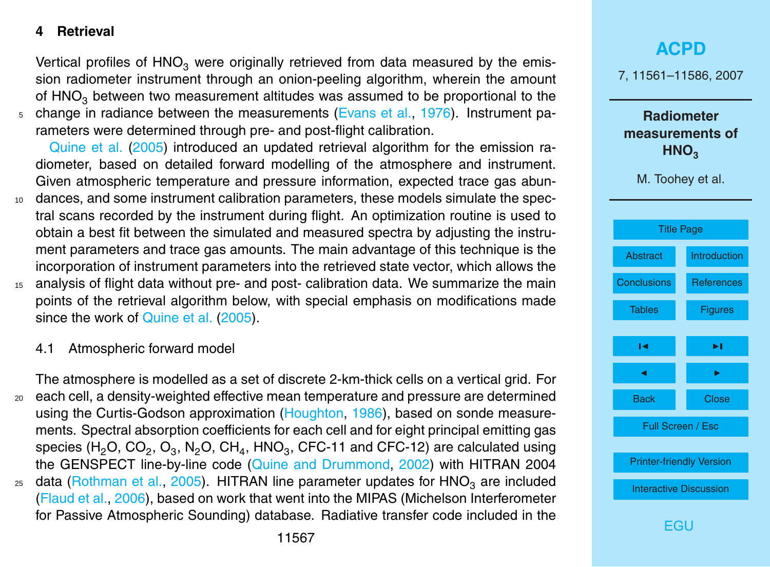## 4 Retrieval

Vertical profiles of $HNO_3$ were originally retrieved from data measured by the emission radiometer instrument through an onion-peeling algorithm, wherein the amount of $HNO_3$ between two measurement altitudes was assumed to be proportional to the change in radiance between the measurements (Evans et al., 1976). Instrument parameters were determined through pre- and post-flight calibration.

Quine et al. (2005) introduced an updated retrieval algorithm for the emission radiometer, based on detailed forward modelling of the atmosphere and instrument. Given atmospheric temperature and pressure information, expected trace gas abundances, and some instrument calibration parameters, these models simulate the spectral scans recorded by the instrument during flight. An optimization routine is used to obtain a best fit between the simulated and measured spectra by adjusting the instrument parameters and trace gas amounts. The main advantage of this technique is the incorporation of instrument parameters into the retrieved state vector, which allows the analysis of flight data without pre- and post- calibration data. We summarize the main points of the retrieval algorithm below, with special emphasis on modifications made since the work of Quine et al. (2005).

### 4.1 Atmospheric forward model

The atmosphere is modelled as a set of discrete 2-km-thick cells on a vertical grid. For each cell, a density-weighted effective mean temperature and pressure are determined using the Curtis-Godson approximation (Houghton, 1986), based on sonde measurements. Spectral absorption coefficients for each cell and for eight principal emitting gas species ($H_2O$, $CO_2$, $O_3$, $N_2O$, $CH_4$, $HNO_3$, CFC-11 and CFC-12) are calculated using the GENSPECT line-by-line code (Quine and Drummond, 2002) with HITRAN 2004 data (Rothman et al., 2005). HITRAN line parameter updates for $HNO_3$ are included (Flaud et al., 2006), based on work that went into the MIPAS (Michelson Interferometer for Passive Atmospheric Sounding) database. Radiative transfer code included in the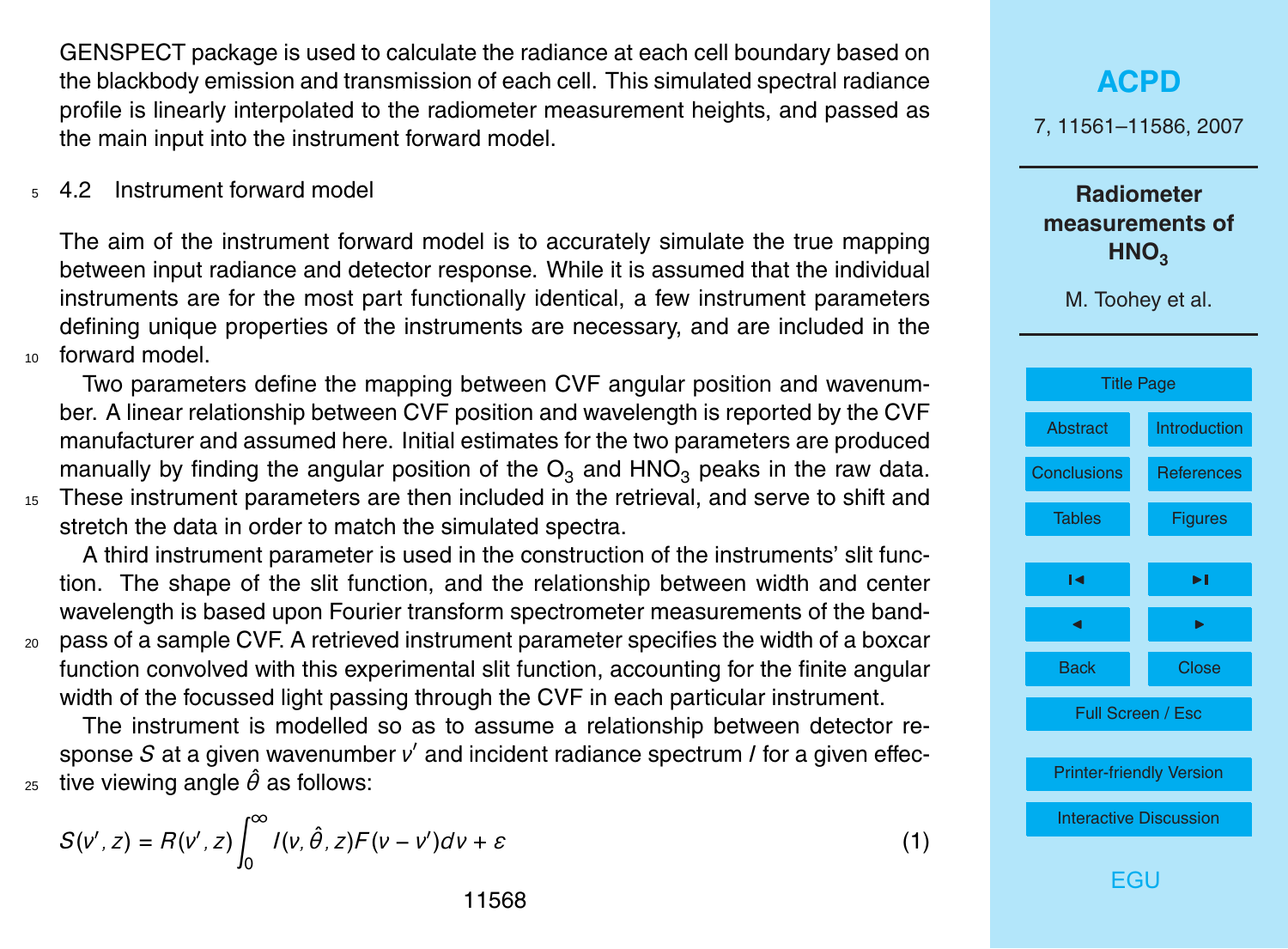GENSPECT package is used to calculate the radiance at each cell boundary based on the blackbody emission and transmission of each cell. This simulated spectral radiance profile is linearly interpolated to the radiometer measurement heights, and passed as the main input into the instrument forward model.

## 4.2 Instrument forward model

The aim of the instrument forward model is to accurately simulate the true mapping between input radiance and detector response. While it is assumed that the individual instruments are for the most part functionally identical, a few instrument parameters defining unique properties of the instruments are necessary, and are included in the forward model.

Two parameters define the mapping between CVF angular position and wavenumber. A linear relationship between CVF position and wavelength is reported by the CVF manufacturer and assumed here. Initial estimates for the two parameters are produced manually by finding the angular position of the $O_3$ and $HNO_3$ peaks in the raw data. These instrument parameters are then included in the retrieval, and serve to shift and stretch the data in order to match the simulated spectra.

A third instrument parameter is used in the construction of the instruments' slit function. The shape of the slit function, and the relationship between width and center wavelength is based upon Fourier transform spectrometer measurements of the bandpass of a sample CVF. A retrieved instrument parameter specifies the width of a boxcar function convolved with this experimental slit function, accounting for the finite angular width of the focussed light passing through the CVF in each particular instrument.

The instrument is modelled so as to assume a relationship between detector response $S$ at a given wavenumber $\nu'$ and incident radiance spectrum $I$ for a given effective viewing angle $\hat{\theta}$ as follows:

$$S(\nu', z) = R(\nu', z) \int_0^\infty I(\nu, \hat{\theta}, z) F(\nu - \nu') d\nu + \varepsilon \tag{1}$$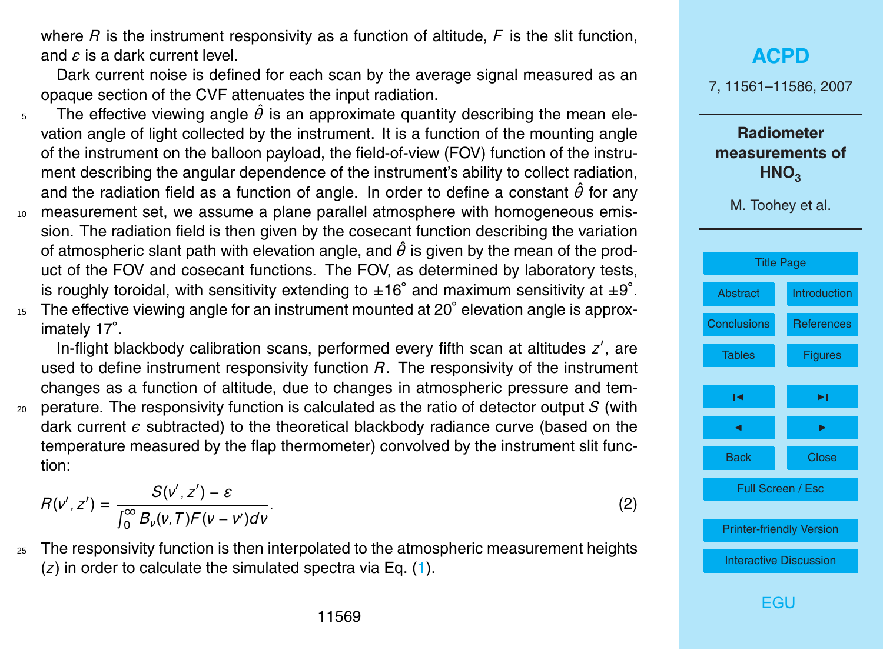where $R$ is the instrument responsivity as a function of altitude, $F$ is the slit function, and $\varepsilon$ is a dark current level.

Dark current noise is defined for each scan by the average signal measured as an opaque section of the CVF attenuates the input radiation.

The effective viewing angle $\hat{\theta}$ is an approximate quantity describing the mean elevation angle of light collected by the instrument. It is a function of the mounting angle of the instrument on the balloon payload, the field-of-view (FOV) function of the instrument describing the angular dependence of the instrument's ability to collect radiation, and the radiation field as a function of angle. In order to define a constant $\hat{\theta}$ for any measurement set, we assume a plane parallel atmosphere with homogeneous emission. The radiation field is then given by the cosecant function describing the variation of atmospheric slant path with elevation angle, and $\hat{\theta}$ is given by the mean of the product of the FOV and cosecant functions. The FOV, as determined by laboratory tests, is roughly toroidal, with sensitivity extending to ±16° and maximum sensitivity at ±9°. The effective viewing angle for an instrument mounted at 20° elevation angle is approximately 17°.

In-flight blackbody calibration scans, performed every fifth scan at altitudes $z'$, are used to define instrument responsivity function $R$. The responsivity of the instrument changes as a function of altitude, due to changes in atmospheric pressure and temperature. The responsivity function is calculated as the ratio of detector output $S$ (with dark current $\epsilon$ subtracted) to the theoretical blackbody radiance curve (based on the temperature measured by the flap thermometer) convolved by the instrument slit function:

$$R(\nu', z') = \frac{S(\nu', z') - \varepsilon}{\int_0^\infty B_\nu(\nu, T) F(\nu - \nu') d\nu}. \tag{2}$$

The responsivity function is then interpolated to the atmospheric measurement heights ($z$) in order to calculate the simulated spectra via Eq. (1).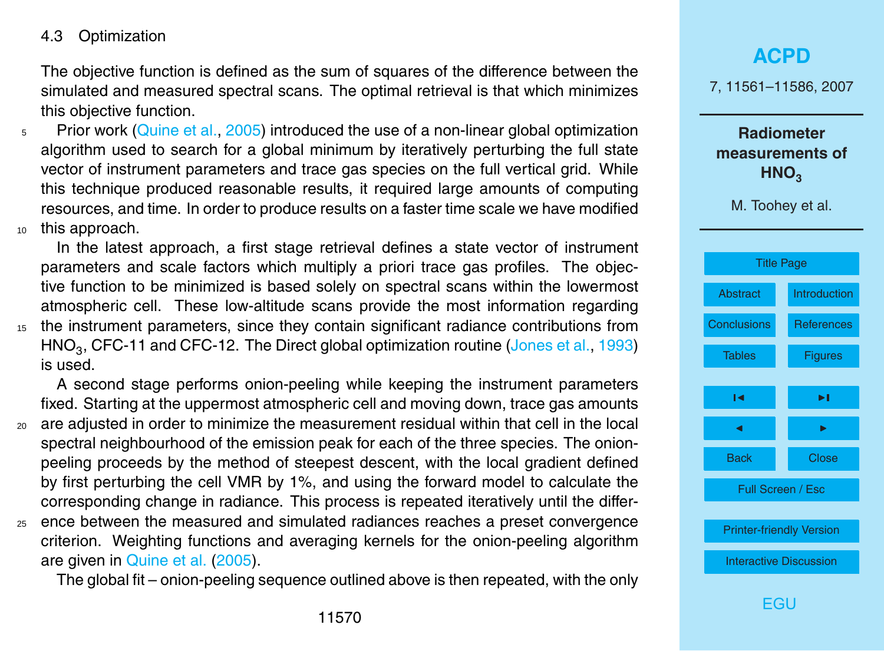### 4.3 Optimization

The objective function is defined as the sum of squares of the difference between the simulated and measured spectral scans. The optimal retrieval is that which minimizes this objective function.

Prior work (Quine et al., 2005) introduced the use of a non-linear global optimization algorithm used to search for a global minimum by iteratively perturbing the full state vector of instrument parameters and trace gas species on the full vertical grid. While this technique produced reasonable results, it required large amounts of computing resources, and time. In order to produce results on a faster time scale we have modified this approach.

In the latest approach, a first stage retrieval defines a state vector of instrument parameters and scale factors which multiply a priori trace gas profiles. The objective function to be minimized is based solely on spectral scans within the lowermost atmospheric cell. These low-altitude scans provide the most information regarding the instrument parameters, since they contain significant radiance contributions from $HNO_3$, CFC-11 and CFC-12. The Direct global optimization routine (Jones et al., 1993) is used.

A second stage performs onion-peeling while keeping the instrument parameters fixed. Starting at the uppermost atmospheric cell and moving down, trace gas amounts are adjusted in order to minimize the measurement residual within that cell in the local spectral neighbourhood of the emission peak for each of the three species. The onion-peeling proceeds by the method of steepest descent, with the local gradient defined by first perturbing the cell VMR by 1%, and using the forward model to calculate the corresponding change in radiance. This process is repeated iteratively until the difference between the measured and simulated radiances reaches a preset convergence criterion. Weighting functions and averaging kernels for the onion-peeling algorithm are given in Quine et al. (2005).

The global fit – onion-peeling sequence outlined above is then repeated, with the only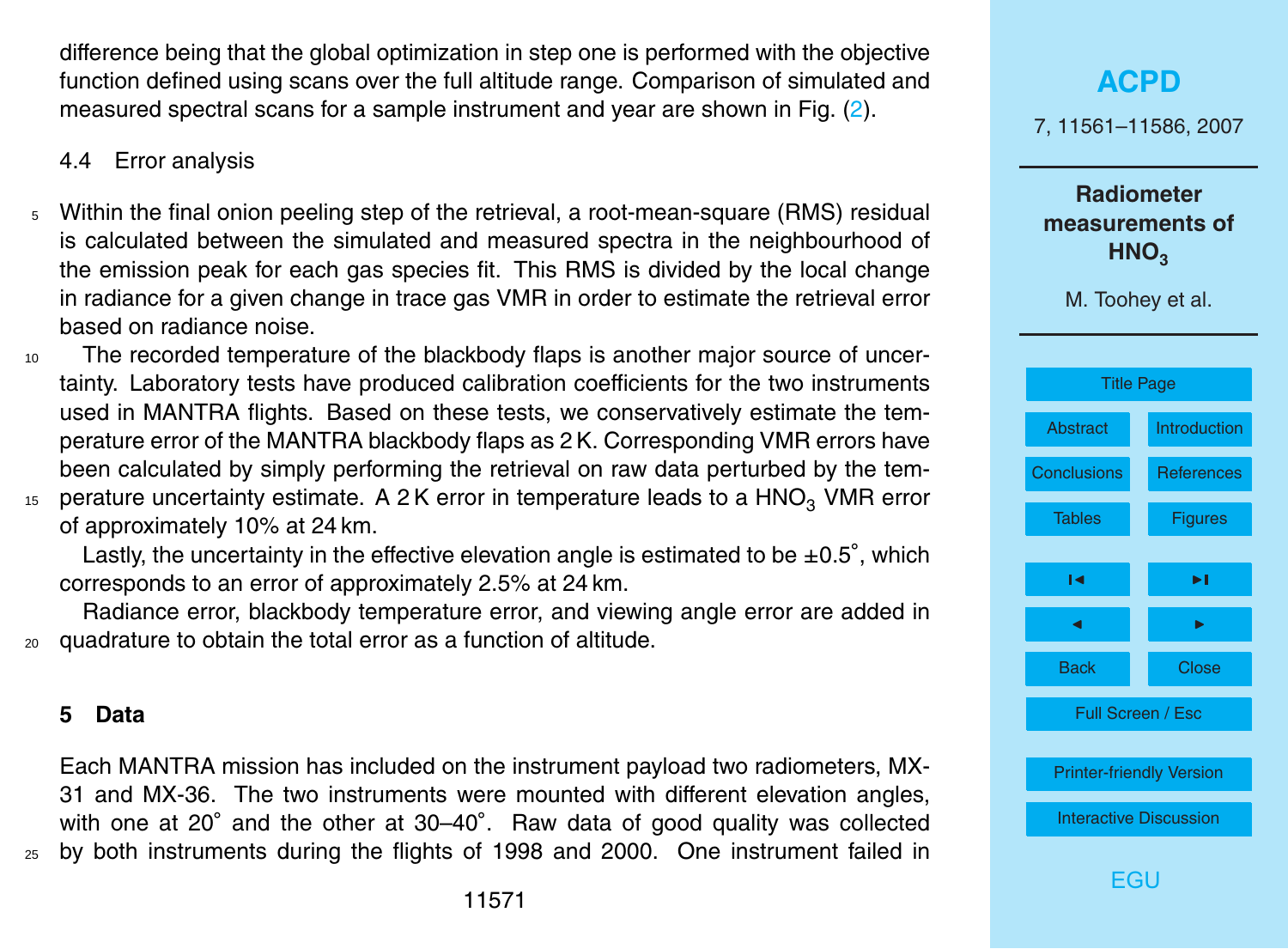difference being that the global optimization in step one is performed with the objective function defined using scans over the full altitude range. Comparison of simulated and measured spectral scans for a sample instrument and year are shown in Fig. (2).

### 4.4 Error analysis

Within the final onion peeling step of the retrieval, a root-mean-square (RMS) residual is calculated between the simulated and measured spectra in the neighbourhood of the emission peak for each gas species fit. This RMS is divided by the local change in radiance for a given change in trace gas VMR in order to estimate the retrieval error based on radiance noise.

The recorded temperature of the blackbody flaps is another major source of uncertainty. Laboratory tests have produced calibration coefficients for the two instruments used in MANTRA flights. Based on these tests, we conservatively estimate the temperature error of the MANTRA blackbody flaps as 2 K. Corresponding VMR errors have been calculated by simply performing the retrieval on raw data perturbed by the temperature uncertainty estimate. A 2 K error in temperature leads to a $HNO_3$ VMR error of approximately 10% at 24 km.

Lastly, the uncertainty in the effective elevation angle is estimated to be $\pm 0.5^{\circ}$, which corresponds to an error of approximately 2.5% at 24 km.

Radiance error, blackbody temperature error, and viewing angle error are added in quadrature to obtain the total error as a function of altitude.

## 5 Data

Each MANTRA mission has included on the instrument payload two radiometers, MX-31 and MX-36. The two instruments were mounted with different elevation angles, with one at 20° and the other at 30–40°. Raw data of good quality was collected by both instruments during the flights of 1998 and 2000. One instrument failed in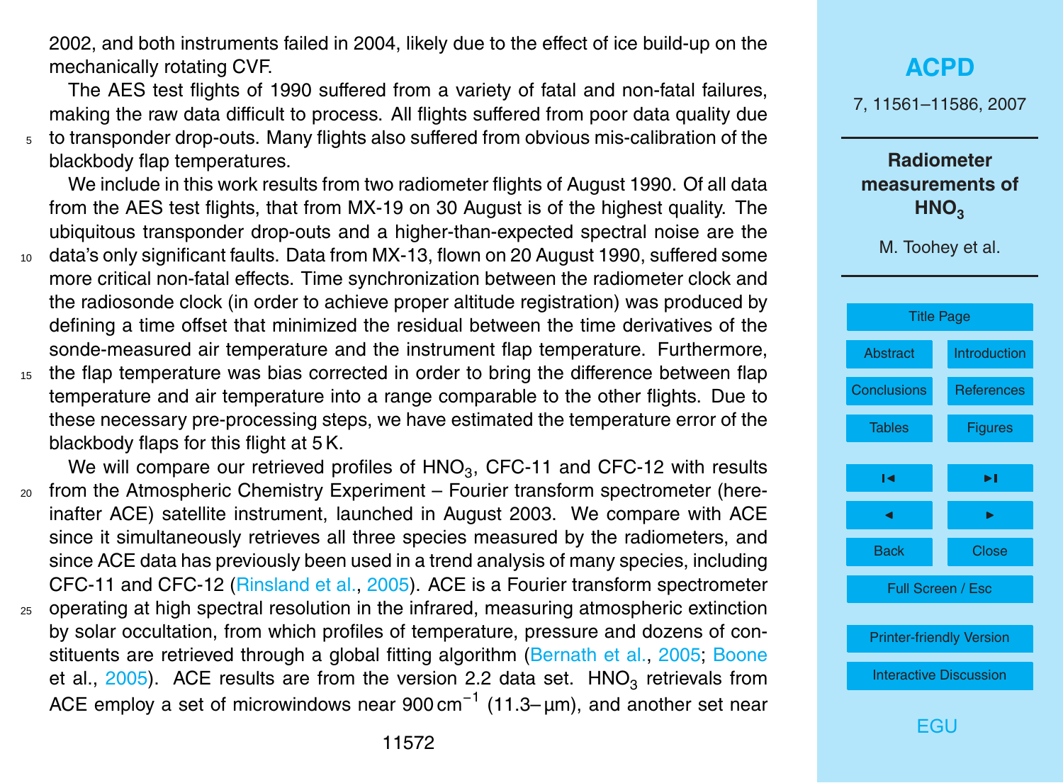2002, and both instruments failed in 2004, likely due to the effect of ice build-up on the mechanically rotating CVF.

The AES test flights of 1990 suffered from a variety of fatal and non-fatal failures, making the raw data difficult to process. All flights suffered from poor data quality due to transponder drop-outs. Many flights also suffered from obvious mis-calibration of the blackbody flap temperatures.

We include in this work results from two radiometer flights of August 1990. Of all data from the AES test flights, that from MX-19 on 30 August is of the highest quality. The ubiquitous transponder drop-outs and a higher-than-expected spectral noise are the data's only significant faults. Data from MX-13, flown on 20 August 1990, suffered some more critical non-fatal effects. Time synchronization between the radiometer clock and the radiosonde clock (in order to achieve proper altitude registration) was produced by defining a time offset that minimized the residual between the time derivatives of the sonde-measured air temperature and the instrument flap temperature. Furthermore, the flap temperature was bias corrected in order to bring the difference between flap temperature and air temperature into a range comparable to the other flights. Due to these necessary pre-processing steps, we have estimated the temperature error of the blackbody flaps for this flight at 5 K.

We will compare our retrieved profiles of $HNO_3$, CFC-11 and CFC-12 with results from the Atmospheric Chemistry Experiment – Fourier transform spectrometer (hereinafter ACE) satellite instrument, launched in August 2003. We compare with ACE since it simultaneously retrieves all three species measured by the radiometers, and since ACE data has previously been used in a trend analysis of many species, including CFC-11 and CFC-12 (Rinsland et al., 2005). ACE is a Fourier transform spectrometer operating at high spectral resolution in the infrared, measuring atmospheric extinction by solar occultation, from which profiles of temperature, pressure and dozens of constituents are retrieved through a global fitting algorithm (Bernath et al., 2005; Boone et al., 2005). ACE results are from the version 2.2 data set. $HNO_3$ retrievals from ACE employ a set of microwindows near 900 $cm^{-1}$ (11.3– µm), and another set near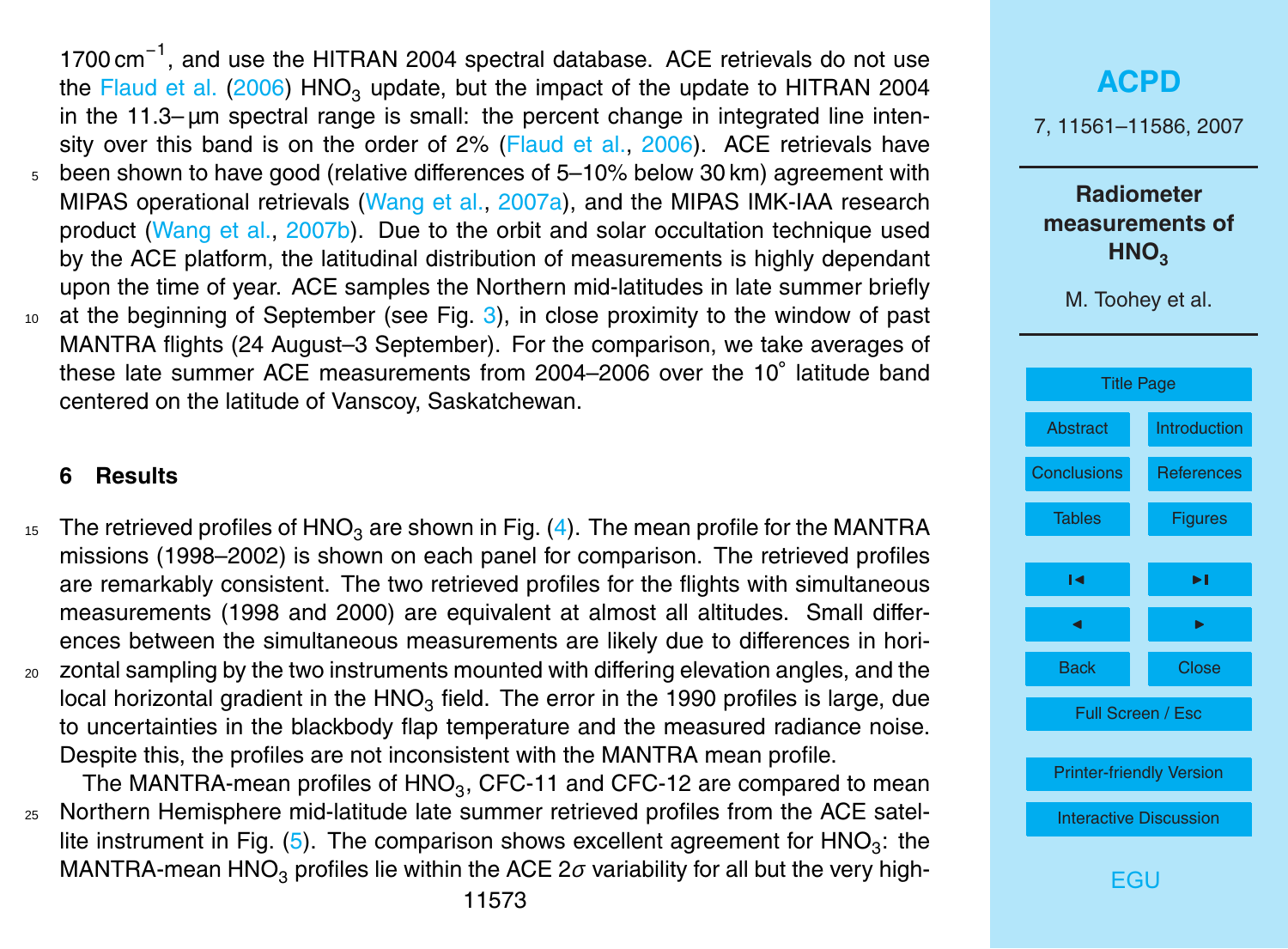1700 $cm^{-1}$, and use the HITRAN 2004 spectral database. ACE retrievals do not use the Flaud et al. (2006) $HNO_3$ update, but the impact of the update to HITRAN 2004 in the 11.3–µm spectral range is small: the percent change in integrated line intensity over this band is on the order of 2% (Flaud et al., 2006). ACE retrievals have been shown to have good (relative differences of 5–10% below 30 km) agreement with MIPAS operational retrievals (Wang et al., 2007a), and the MIPAS IMK-IAA research product (Wang et al., 2007b). Due to the orbit and solar occultation technique used by the ACE platform, the latitudinal distribution of measurements is highly dependant upon the time of year. ACE samples the Northern mid-latitudes in late summer briefly at the beginning of September (see Fig. 3), in close proximity to the window of past MANTRA flights (24 August–3 September). For the comparison, we take averages of these late summer ACE measurements from 2004–2006 over the 10° latitude band centered on the latitude of Vanscoy, Saskatchewan.

## 6 Results

The retrieved profiles of $HNO_3$ are shown in Fig. (4). The mean profile for the MANTRA missions (1998–2002) is shown on each panel for comparison. The retrieved profiles are remarkably consistent. The two retrieved profiles for the flights with simultaneous measurements (1998 and 2000) are equivalent at almost all altitudes. Small differences between the simultaneous measurements are likely due to differences in horizontal sampling by the two instruments mounted with differing elevation angles, and the local horizontal gradient in the $HNO_3$ field. The error in the 1990 profiles is large, due to uncertainties in the blackbody flap temperature and the measured radiance noise. Despite this, the profiles are not inconsistent with the MANTRA mean profile.

The MANTRA-mean profiles of $HNO_3$, CFC-11 and CFC-12 are compared to mean Northern Hemisphere mid-latitude late summer retrieved profiles from the ACE satellite instrument in Fig. (5). The comparison shows excellent agreement for $HNO_3$: the MANTRA-mean $HNO_3$ profiles lie within the ACE $2\sigma$ variability for all but the very high-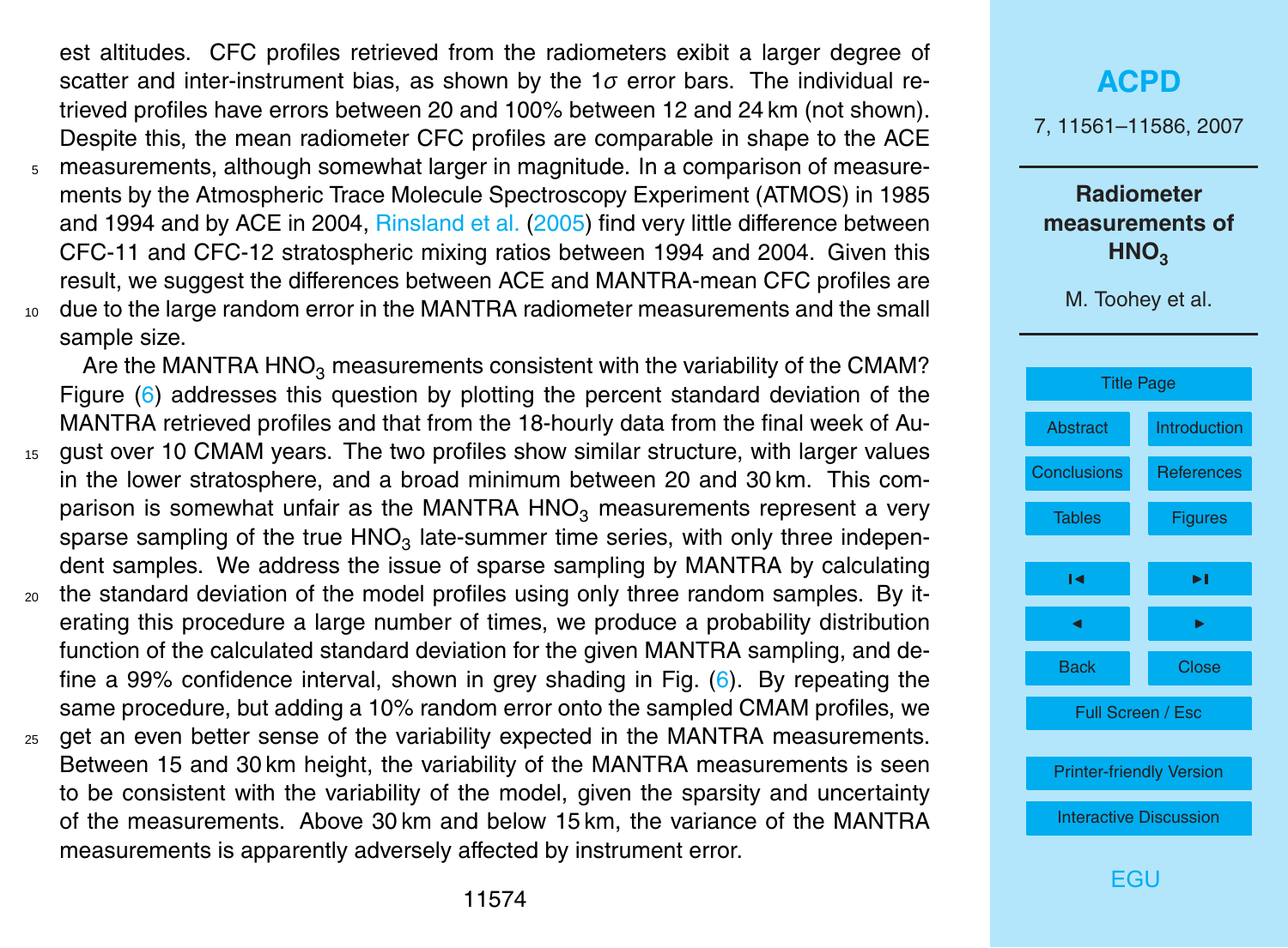est altitudes. CFC profiles retrieved from the radiometers exibit a larger degree of scatter and inter-instrument bias, as shown by the 1$\sigma$ error bars. The individual retrieved profiles have errors between 20 and 100% between 12 and 24 km (not shown). Despite this, the mean radiometer CFC profiles are comparable in shape to the ACE measurements, although somewhat larger in magnitude. In a comparison of measurements by the Atmospheric Trace Molecule Spectroscopy Experiment (ATMOS) in 1985 and 1994 and by ACE in 2004, Rinsland et al. (2005) find very little difference between CFC-11 and CFC-12 stratospheric mixing ratios between 1994 and 2004. Given this result, we suggest the differences between ACE and MANTRA-mean CFC profiles are due to the large random error in the MANTRA radiometer measurements and the small sample size.

Are the MANTRA $HNO_3$ measurements consistent with the variability of the CMAM? Figure (6) addresses this question by plotting the percent standard deviation of the MANTRA retrieved profiles and that from the 18-hourly data from the final week of August over 10 CMAM years. The two profiles show similar structure, with larger values in the lower stratosphere, and a broad minimum between 20 and 30 km. This comparison is somewhat unfair as the MANTRA $HNO_3$ measurements represent a very sparse sampling of the true $HNO_3$ late-summer time series, with only three independent samples. We address the issue of sparse sampling by MANTRA by calculating the standard deviation of the model profiles using only three random samples. By iterating this procedure a large number of times, we produce a probability distribution function of the calculated standard deviation for the given MANTRA sampling, and define a 99% confidence interval, shown in grey shading in Fig. (6). By repeating the same procedure, but adding a 10% random error onto the sampled CMAM profiles, we get an even better sense of the variability expected in the MANTRA measurements. Between 15 and 30 km height, the variability of the MANTRA measurements is seen to be consistent with the variability of the model, given the sparsity and uncertainty of the measurements. Above 30 km and below 15 km, the variance of the MANTRA measurements is apparently adversely affected by instrument error.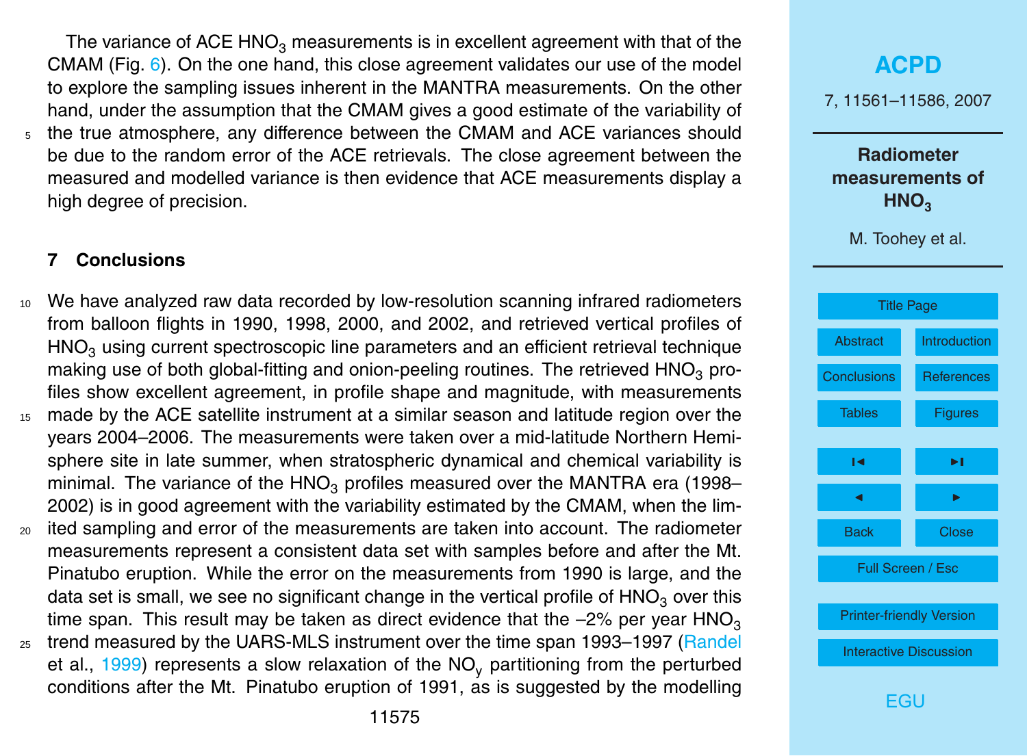The variance of ACE $HNO_3$ measurements is in excellent agreement with that of the CMAM (Fig. 6). On the one hand, this close agreement validates our use of the model to explore the sampling issues inherent in the MANTRA measurements. On the other hand, under the assumption that the CMAM gives a good estimate of the variability of the true atmosphere, any difference between the CMAM and ACE variances should be due to the random error of the ACE retrievals. The close agreement between the measured and modelled variance is then evidence that ACE measurements display a high degree of precision.

## 7 Conclusions

We have analyzed raw data recorded by low-resolution scanning infrared radiometers from balloon flights in 1990, 1998, 2000, and 2002, and retrieved vertical profiles of $HNO_3$ using current spectroscopic line parameters and an efficient retrieval technique making use of both global-fitting and onion-peeling routines. The retrieved $HNO_3$ profiles show excellent agreement, in profile shape and magnitude, with measurements made by the ACE satellite instrument at a similar season and latitude region over the years 2004–2006. The measurements were taken over a mid-latitude Northern Hemisphere site in late summer, when stratospheric dynamical and chemical variability is minimal. The variance of the $HNO_3$ profiles measured over the MANTRA era (1998–2002) is in good agreement with the variability estimated by the CMAM, when the limited sampling and error of the measurements are taken into account. The radiometer measurements represent a consistent data set with samples before and after the Mt. Pinatubo eruption. While the error on the measurements from 1990 is large, and the data set is small, we see no significant change in the vertical profile of $HNO_3$ over this time span. This result may be taken as direct evidence that the –2% per year $HNO_3$ trend measured by the UARS-MLS instrument over the time span 1993–1997 (Randel et al., 1999) represents a slow relaxation of the $NO_y$ partitioning from the perturbed conditions after the Mt. Pinatubo eruption of 1991, as is suggested by the modelling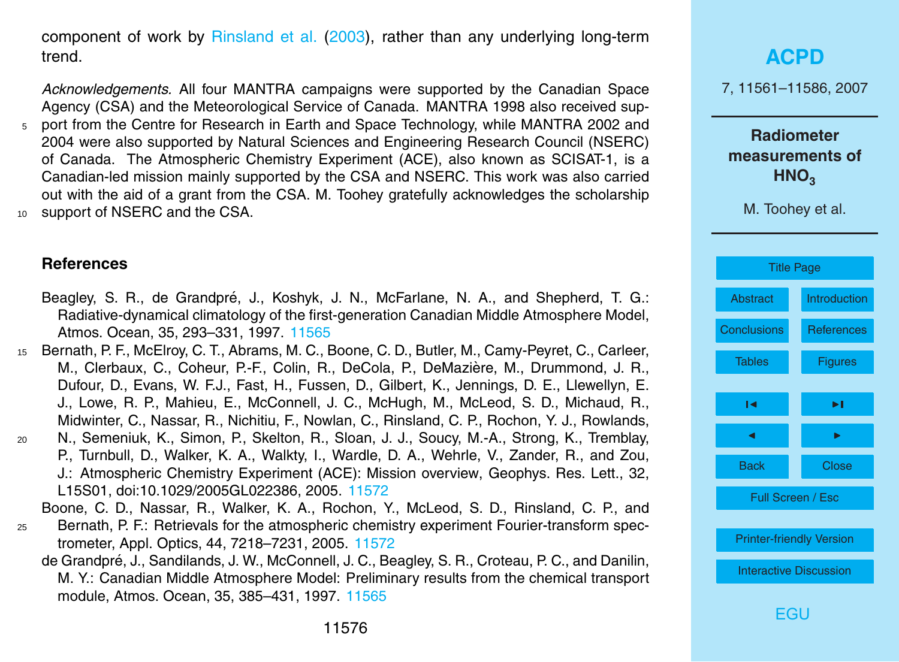component of work by Rinsland et al. (2003), rather than any underlying long-term trend.

*Acknowledgements.* All four MANTRA campaigns were supported by the Canadian Space Agency (CSA) and the Meteorological Service of Canada. MANTRA 1998 also received support from the Centre for Research in Earth and Space Technology, while MANTRA 2002 and 2004 were also supported by Natural Sciences and Engineering Research Council (NSERC) of Canada. The Atmospheric Chemistry Experiment (ACE), also known as SCISAT-1, is a Canadian-led mission mainly supported by the CSA and NSERC. This work was also carried out with the aid of a grant from the CSA. M. Toohey gratefully acknowledges the scholarship support of NSERC and the CSA.

## References

Beagley, S. R., de Grandpré, J., Koshyk, J. N., McFarlane, N. A., and Shepherd, T. G.: Radiative-dynamical climatology of the first-generation Canadian Middle Atmosphere Model, Atmos. Ocean, 35, 293–331, 1997. 11565

Bernath, P. F., McElroy, C. T., Abrams, M. C., Boone, C. D., Butler, M., Camy-Peyret, C., Carleer, M., Clerbaux, C., Coheur, P.-F., Colin, R., DeCola, P., DeMazière, M., Drummond, J. R., Dufour, D., Evans, W. F.J., Fast, H., Fussen, D., Gilbert, K., Jennings, D. E., Llewellyn, E. J., Lowe, R. P., Mahieu, E., McConnell, J. C., McHugh, M., McLeod, S. D., Michaud, R., Midwinter, C., Nassar, R., Nichitiu, F., Nowlan, C., Rinsland, C. P., Rochon, Y. J., Rowlands, N., Semeniuk, K., Simon, P., Skelton, R., Sloan, J. J., Soucy, M.-A., Strong, K., Tremblay, P., Turnbull, D., Walker, K. A., Walkty, I., Wardle, D. A., Wehrle, V., Zander, R., and Zou, J.: Atmospheric Chemistry Experiment (ACE): Mission overview, Geophys. Res. Lett., 32, L15S01, doi:10.1029/2005GL022386, 2005. 11572

Boone, C. D., Nassar, R., Walker, K. A., Rochon, Y., McLeod, S. D., Rinsland, C. P., and Bernath, P. F.: Retrievals for the atmospheric chemistry experiment Fourier-transform spectrometer, Appl. Optics, 44, 7218–7231, 2005. 11572

de Grandpré, J., Sandilands, J. W., McConnell, J. C., Beagley, S. R., Croteau, P. C., and Danilin, M. Y.: Canadian Middle Atmosphere Model: Preliminary results from the chemical transport module, Atmos. Ocean, 35, 385–431, 1997. 11565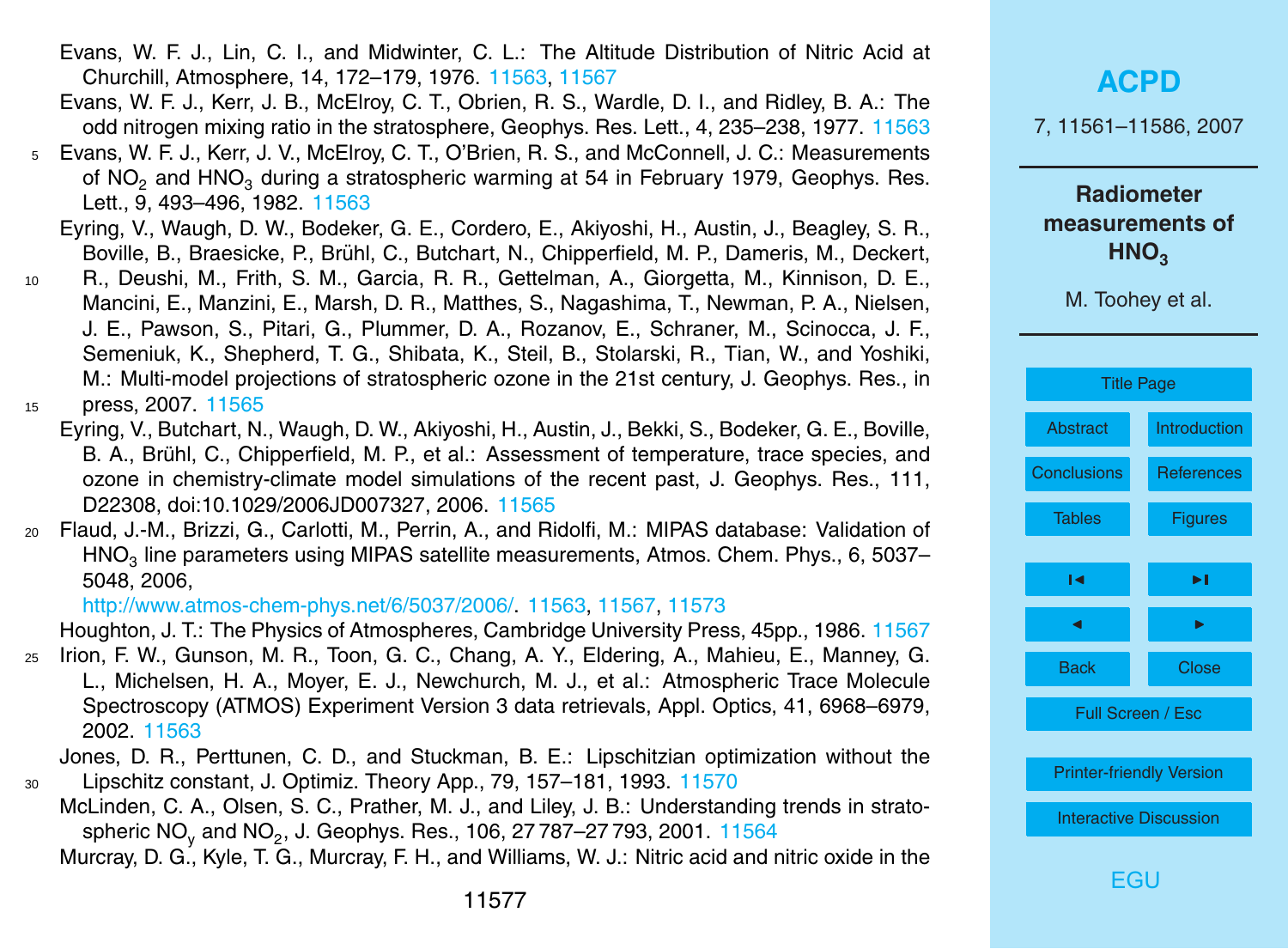Evans, W. F. J., Lin, C. I., and Midwinter, C. L.: The Altitude Distribution of Nitric Acid at Churchill, Atmosphere, 14, 172–179, 1976. 11563, 11567

Evans, W. F. J., Kerr, J. B., McElroy, C. T., Obrien, R. S., Wardle, D. I., and Ridley, B. A.: The odd nitrogen mixing ratio in the stratosphere, Geophys. Res. Lett., 4, 235–238, 1977. 11563

Evans, W. F. J., Kerr, J. V., McElroy, C. T., O'Brien, R. S., and McConnell, J. C.: Measurements of $NO_2$ and $HNO_3$ during a stratospheric warming at 54 in February 1979, Geophys. Res. Lett., 9, 493–496, 1982. 11563

Eyring, V., Waugh, D. W., Bodeker, G. E., Cordero, E., Akiyoshi, H., Austin, J., Beagley, S. R., Boville, B., Braesicke, P., Brühl, C., Butchart, N., Chipperfield, M. P., Dameris, M., Deckert, R., Deushi, M., Frith, S. M., Garcia, R. R., Gettelman, A., Giorgetta, M., Kinnison, D. E., Mancini, E., Manzini, E., Marsh, D. R., Matthes, S., Nagashima, T., Newman, P. A., Nielsen, J. E., Pawson, S., Pitari, G., Plummer, D. A., Rozanov, E., Schraner, M., Scinocca, J. F., Semeniuk, K., Shepherd, T. G., Shibata, K., Steil, B., Stolarski, R., Tian, W., and Yoshiki, M.: Multi-model projections of stratospheric ozone in the 21st century, J. Geophys. Res., in press, 2007. 11565

Eyring, V., Butchart, N., Waugh, D. W., Akiyoshi, H., Austin, J., Bekki, S., Bodeker, G. E., Boville, B. A., Brühl, C., Chipperfield, M. P., et al.: Assessment of temperature, trace species, and ozone in chemistry-climate model simulations of the recent past, J. Geophys. Res., 111, D22308, doi:10.1029/2006JD007327, 2006. 11565

Flaud, J.-M., Brizzi, G., Carlotti, M., Perrin, A., and Ridolfi, M.: MIPAS database: Validation of $HNO_3$ line parameters using MIPAS satellite measurements, Atmos. Chem. Phys., 6, 5037–5048, 2006, http://www.atmos-chem-phys.net/6/5037/2006/. 11563, 11567, 11573

Houghton, J. T.: The Physics of Atmospheres, Cambridge University Press, 45pp., 1986. 11567

Irion, F. W., Gunson, M. R., Toon, G. C., Chang, A. Y., Eldering, A., Mahieu, E., Manney, G. L., Michelsen, H. A., Moyer, E. J., Newchurch, M. J., et al.: Atmospheric Trace Molecule Spectroscopy (ATMOS) Experiment Version 3 data retrievals, Appl. Optics, 41, 6968–6979, 2002. 11563

Jones, D. R., Perttunen, C. D., and Stuckman, B. E.: Lipschitzian optimization without the Lipschitz constant, J. Optimiz. Theory App., 79, 157–181, 1993. 11570

McLinden, C. A., Olsen, S. C., Prather, M. J., and Liley, J. B.: Understanding trends in stratospheric $NO_y$ and $NO_2$, J. Geophys. Res., 106, 27 787–27 793, 2001. 11564

Murcray, D. G., Kyle, T. G., Murcray, F. H., and Williams, W. J.: Nitric acid and nitric oxide in the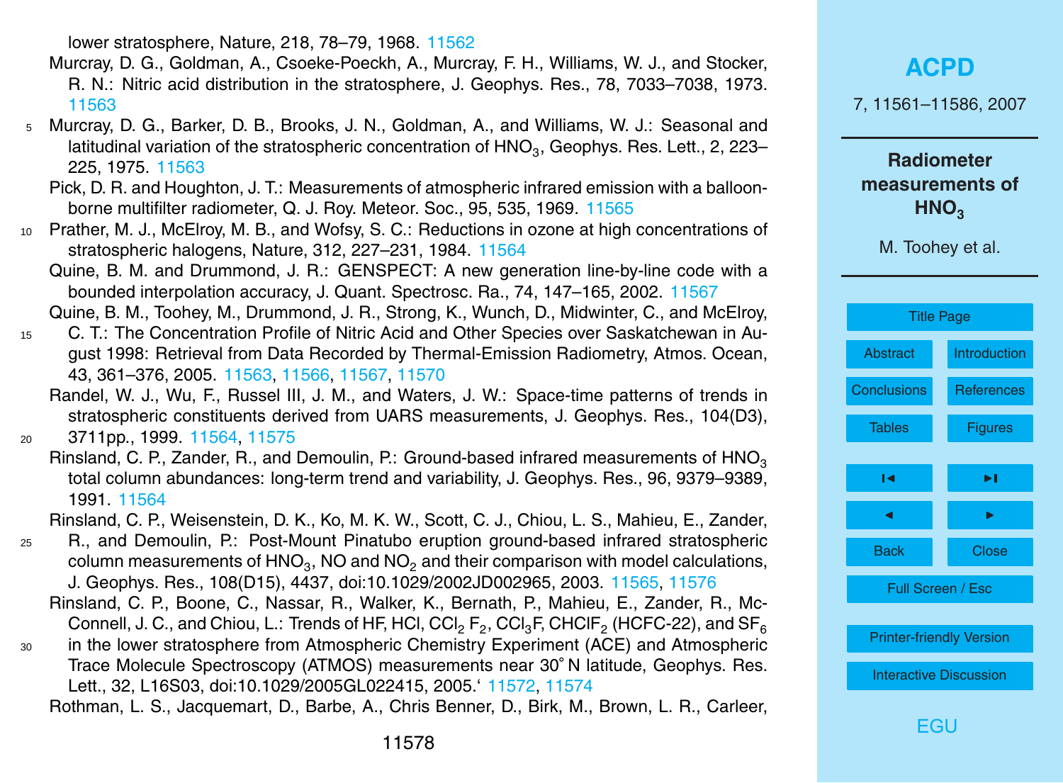lower stratosphere, Nature, 218, 78–79, 1968. 11562

Murcray, D. G., Goldman, A., Csoeke-Poeckh, A., Murcray, F. H., Williams, W. J., and Stocker, R. N.: Nitric acid distribution in the stratosphere, J. Geophys. Res., 78, 7033–7038, 1973. 11563

Murcray, D. G., Barker, D. B., Brooks, J. N., Goldman, A., and Williams, W. J.: Seasonal and latitudinal variation of the stratospheric concentration of $HNO_3$, Geophys. Res. Lett., 2, 223–225, 1975. 11563

Pick, D. R. and Houghton, J. T.: Measurements of atmospheric infrared emission with a balloon-borne multifilter radiometer, Q. J. Roy. Meteor. Soc., 95, 535, 1969. 11565

Prather, M. J., McElroy, M. B., and Wofsy, S. C.: Reductions in ozone at high concentrations of stratospheric halogens, Nature, 312, 227–231, 1984. 11564

Quine, B. M. and Drummond, J. R.: GENSPECT: A new generation line-by-line code with a bounded interpolation accuracy, J. Quant. Spectrosc. Ra., 74, 147–165, 2002. 11567

Quine, B. M., Toohey, M., Drummond, J. R., Strong, K., Wunch, D., Midwinter, C., and McElroy, C. T.: The Concentration Profile of Nitric Acid and Other Species over Saskatchewan in August 1998: Retrieval from Data Recorded by Thermal-Emission Radiometry, Atmos. Ocean, 43, 361–376, 2005. 11563, 11566, 11567, 11570

Randel, W. J., Wu, F., Russel III, J. M., and Waters, J. W.: Space-time patterns of trends in stratospheric constituents derived from UARS measurements, J. Geophys. Res., 104(D3), 3711pp., 1999. 11564, 11575

Rinsland, C. P., Zander, R., and Demoulin, P.: Ground-based infrared measurements of $HNO_3$ total column abundances: long-term trend and variability, J. Geophys. Res., 96, 9379–9389, 1991. 11564

Rinsland, C. P., Weisenstein, D. K., Ko, M. K. W., Scott, C. J., Chiou, L. S., Mahieu, E., Zander, R., and Demoulin, P.: Post-Mount Pinatubo eruption ground-based infrared stratospheric column measurements of $HNO_3$, NO and $NO_2$ and their comparison with model calculations, J. Geophys. Res., 108(D15), 4437, doi:10.1029/2002JD002965, 2003. 11565, 11576

Rinsland, C. P., Boone, C., Nassar, R., Walker, K., Bernath, P., Mahieu, E., Zander, R., McConnell, J. C., and Chiou, L.: Trends of HF, HCl, $CCl_2F_2$, $CCl_3F$, $CHClF_2$ (HCFC-22), and $SF_6$ in the lower stratosphere from Atmospheric Chemistry Experiment (ACE) and Atmospheric Trace Molecule Spectroscopy (ATMOS) measurements near 30° N latitude, Geophys. Res. Lett., 32, L16S03, doi:10.1029/2005GL022415, 2005.‘ 11572, 11574

Rothman, L. S., Jacquemart, D., Barbe, A., Chris Benner, D., Birk, M., Brown, L. R., Carleer,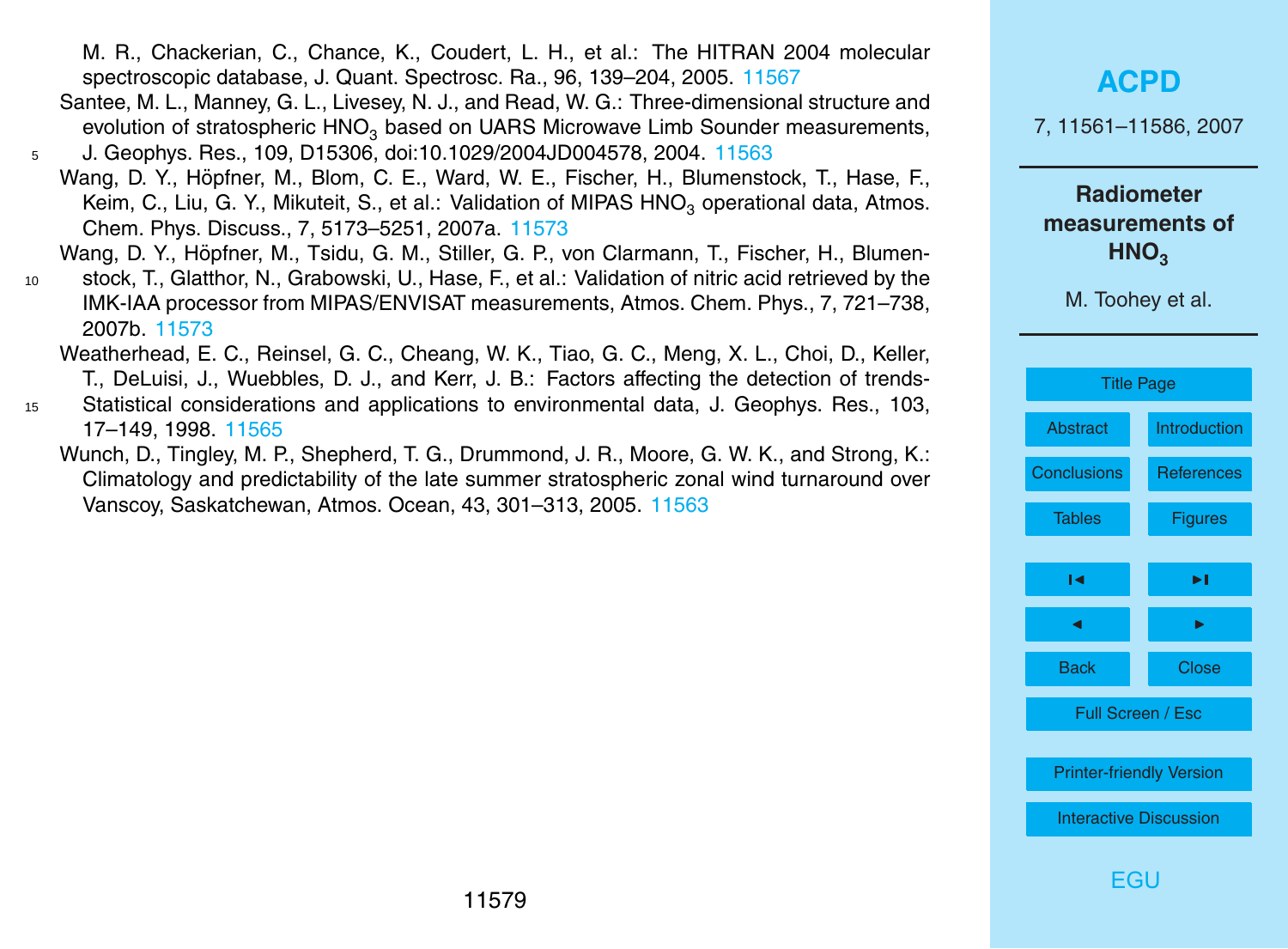M. R., Chackerian, C., Chance, K., Coudert, L. H., et al.: The HITRAN 2004 molecular spectroscopic database, J. Quant. Spectrosc. Ra., 96, 139–204, 2005. 11567

Santee, M. L., Manney, G. L., Livesey, N. J., and Read, W. G.: Three-dimensional structure and evolution of stratospheric $HNO_3$ based on UARS Microwave Limb Sounder measurements, J. Geophys. Res., 109, D15306, doi:10.1029/2004JD004578, 2004. 11563

Wang, D. Y., Höpfner, M., Blom, C. E., Ward, W. E., Fischer, H., Blumenstock, T., Hase, F., Keim, C., Liu, G. Y., Mikuteit, S., et al.: Validation of MIPAS $HNO_3$ operational data, Atmos. Chem. Phys. Discuss., 7, 5173–5251, 2007a. 11573

Wang, D. Y., Höpfner, M., Tsidu, G. M., Stiller, G. P., von Clarmann, T., Fischer, H., Blumenstock, T., Glatthor, N., Grabowski, U., Hase, F., et al.: Validation of nitric acid retrieved by the IMK-IAA processor from MIPAS/ENVISAT measurements, Atmos. Chem. Phys., 7, 721–738, 2007b. 11573

Weatherhead, E. C., Reinsel, G. C., Cheang, W. K., Tiao, G. C., Meng, X. L., Choi, D., Keller, T., DeLuisi, J., Wuebbles, D. J., and Kerr, J. B.: Factors affecting the detection of trends-Statistical considerations and applications to environmental data, J. Geophys. Res., 103, 17–149, 1998. 11565

Wunch, D., Tingley, M. P., Shepherd, T. G., Drummond, J. R., Moore, G. W. K., and Strong, K.: Climatology and predictability of the late summer stratospheric zonal wind turnaround over Vanscoy, Saskatchewan, Atmos. Ocean, 43, 301–313, 2005. 11563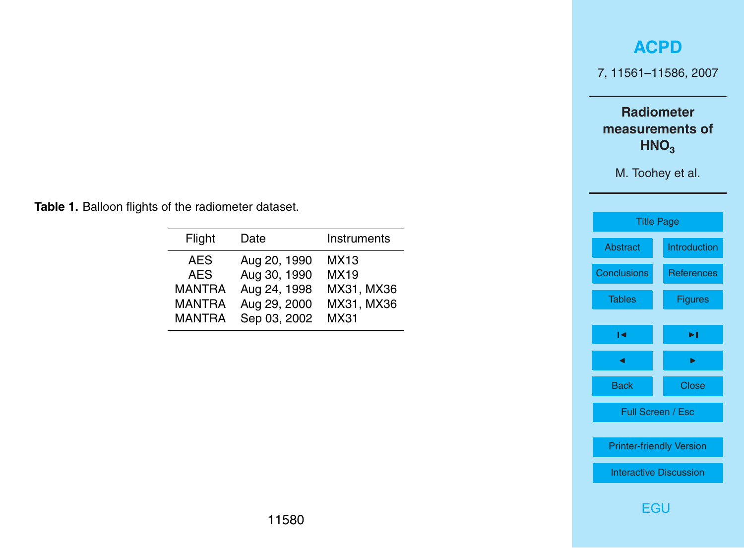**Table 1.** Balloon flights of the radiometer dataset.

| Flight | Date | Instruments |
|---|---|---|
| AES | Aug 20, 1990 | MX13 |
| AES | Aug 30, 1990 | MX19 |
| MANTRA | Aug 24, 1998 | MX31, MX36 |
| MANTRA | Aug 29, 2000 | MX31, MX36 |
| MANTRA | Sep 03, 2002 | MX31 |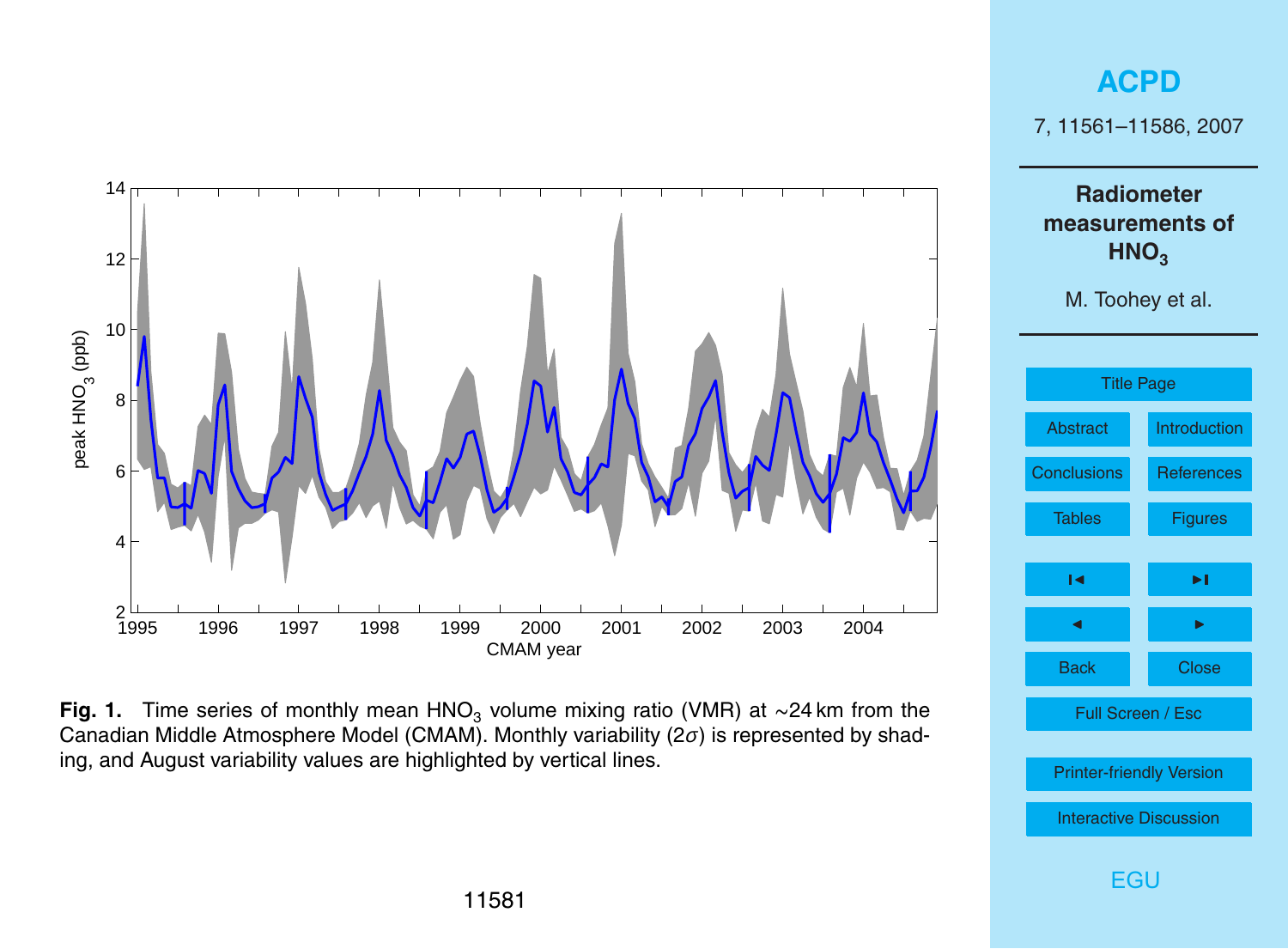**Fig. 1.** Time series of monthly mean $HNO_3$ volume mixing ratio (VMR) at ~24 km from the Canadian Middle Atmosphere Model (CMAM). Monthly variability ($2\sigma$) is represented by shading, and August variability values are highlighted by vertical lines.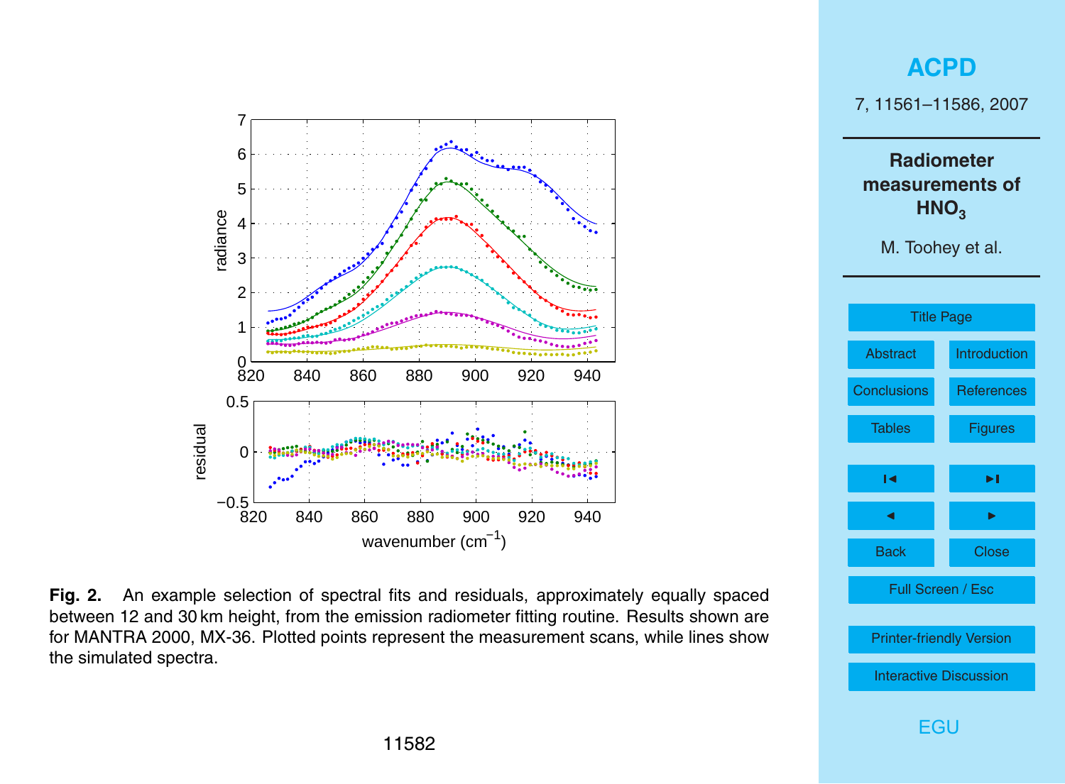**Fig. 2.** An example selection of spectral fits and residuals, approximately equally spaced between 12 and 30 km height, from the emission radiometer fitting routine. Results shown are for MANTRA 2000, MX-36. Plotted points represent the measurement scans, while lines show the simulated spectra.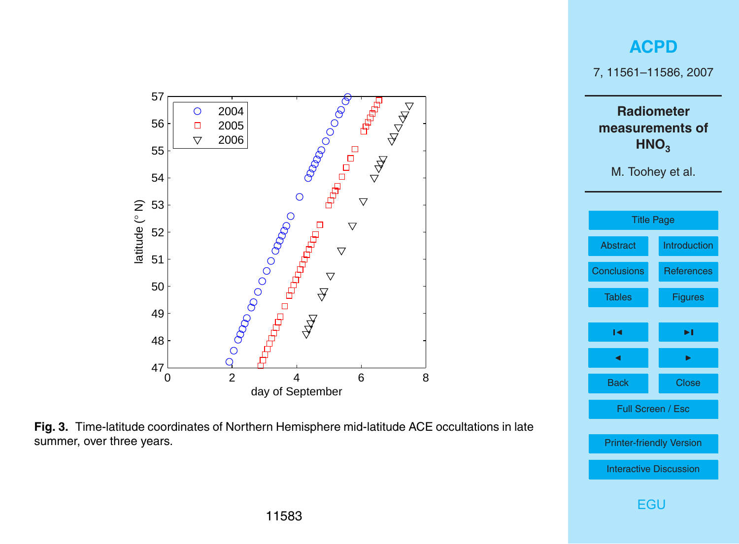**Fig. 3.** Time-latitude coordinates of Northern Hemisphere mid-latitude ACE occultations in late summer, over three years.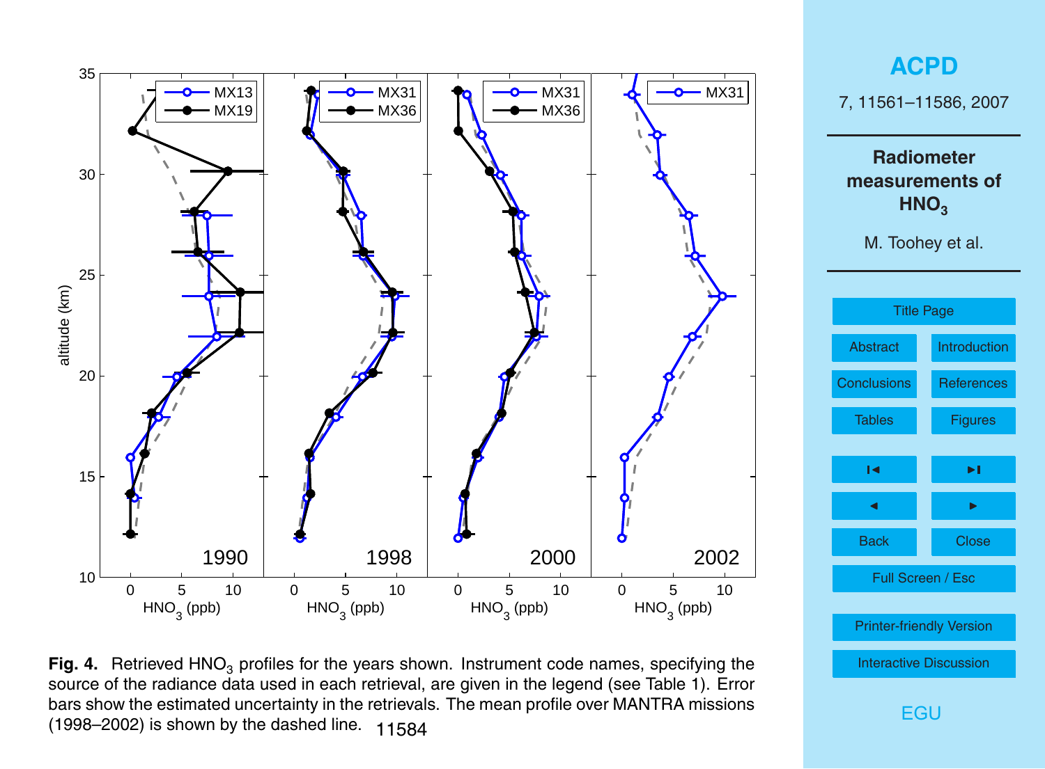**Fig. 4.** Retrieved $HNO_3$ profiles for the years shown. Instrument code names, specifying the source of the radiance data used in each retrieval, are given in the legend (see Table 1). Error bars show the estimated uncertainty in the retrievals. The mean profile over MANTRA missions (1998–2002) is shown by the dashed line.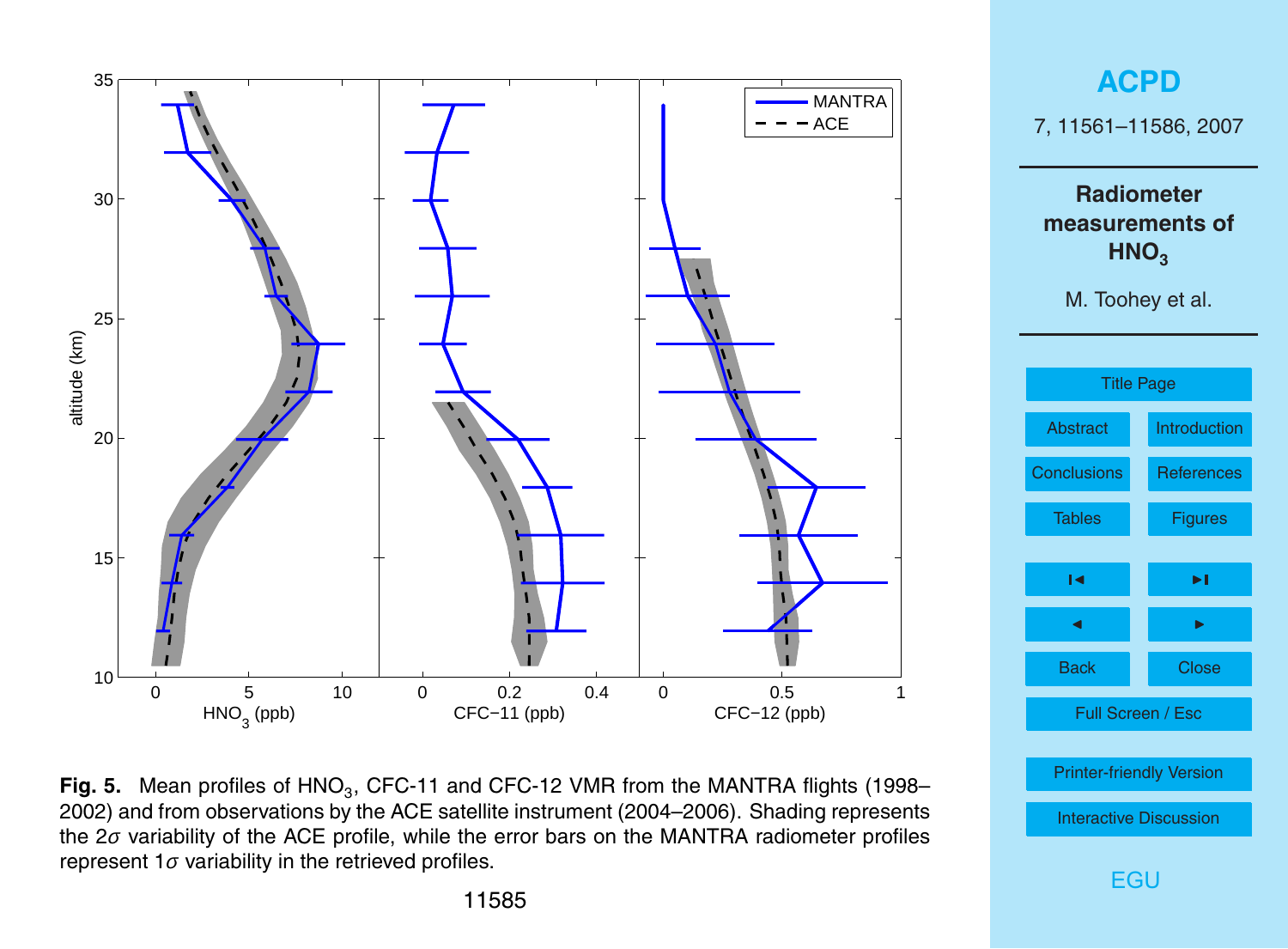**Fig. 5.** Mean profiles of $HNO_3$, CFC-11 and CFC-12 VMR from the MANTRA flights (1998–2002) and from observations by the ACE satellite instrument (2004–2006). Shading represents the $2\sigma$ variability of the ACE profile, while the error bars on the MANTRA radiometer profiles represent $1\sigma$ variability in the retrieved profiles.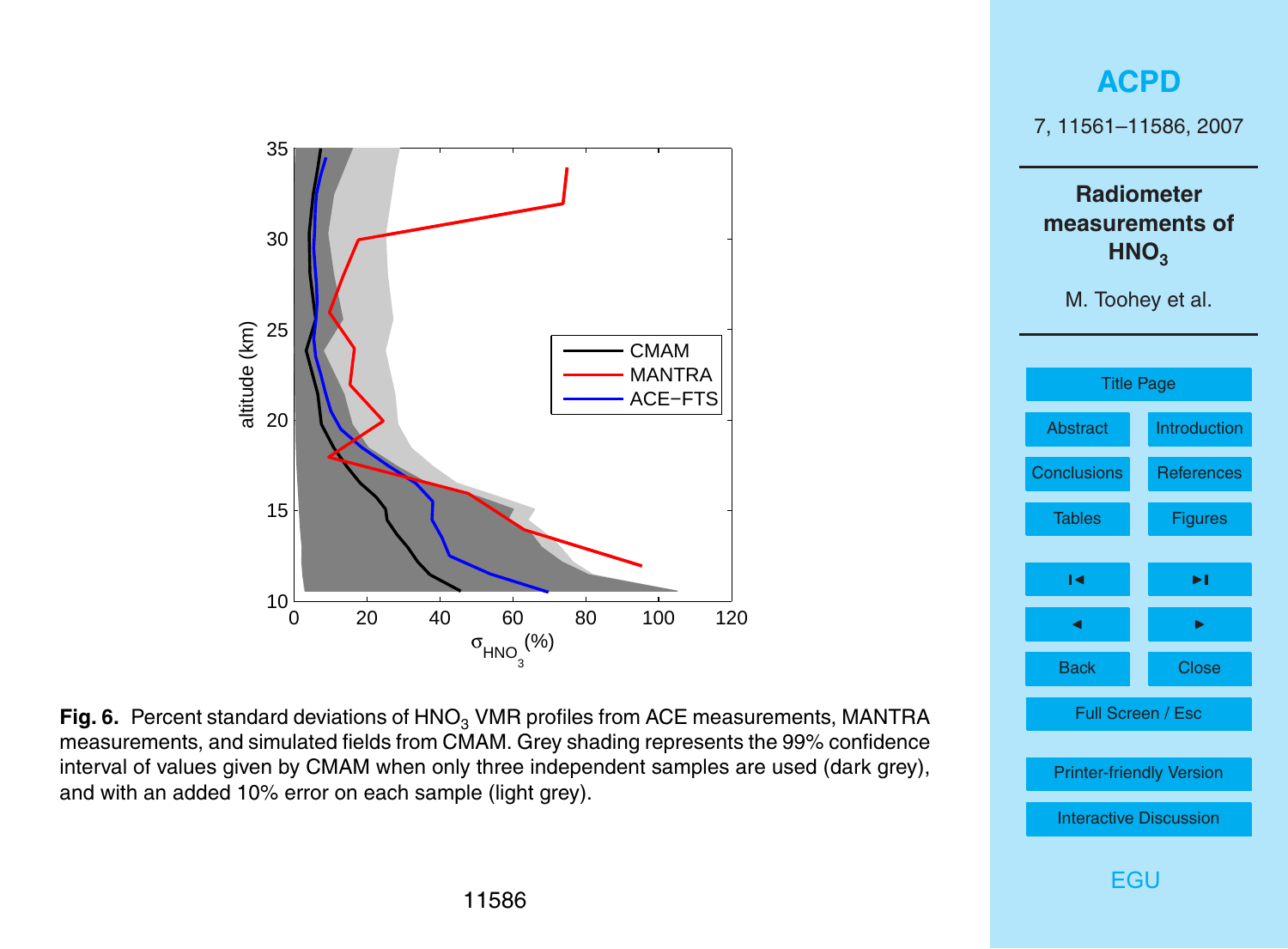35

30

25

20

15

10

altitude (km)

0 20 40 60 80 100 120

$\sigma_{HNO_3}$ (%)

CMAM

MANTRA

ACE−FTS

**Fig. 6.** Percent standard deviations of $HNO_3$ VMR profiles from ACE measurements, MANTRA measurements, and simulated fields from CMAM. Grey shading represents the 99% confidence interval of values given by CMAM when only three independent samples are used (dark grey), and with an added 10% error on each sample (light grey).